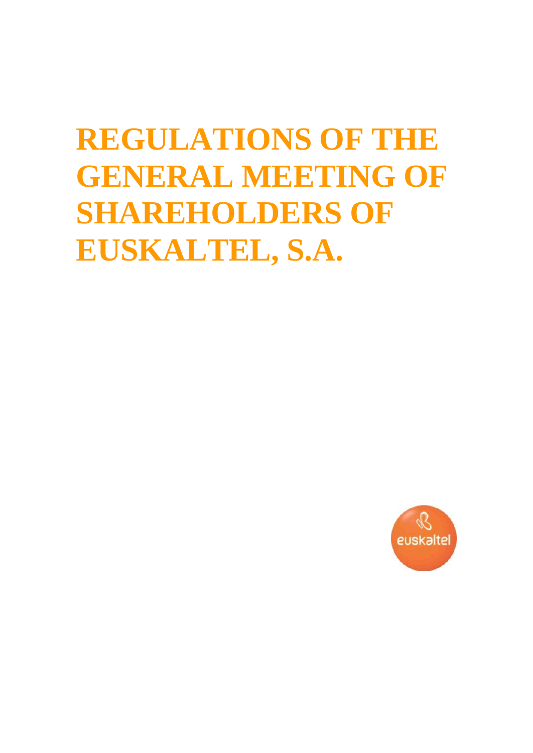# REGULATIONS OF THE GENERAL MEETING OF SHAREHOLDERS OF EUSKALTEL, S.A.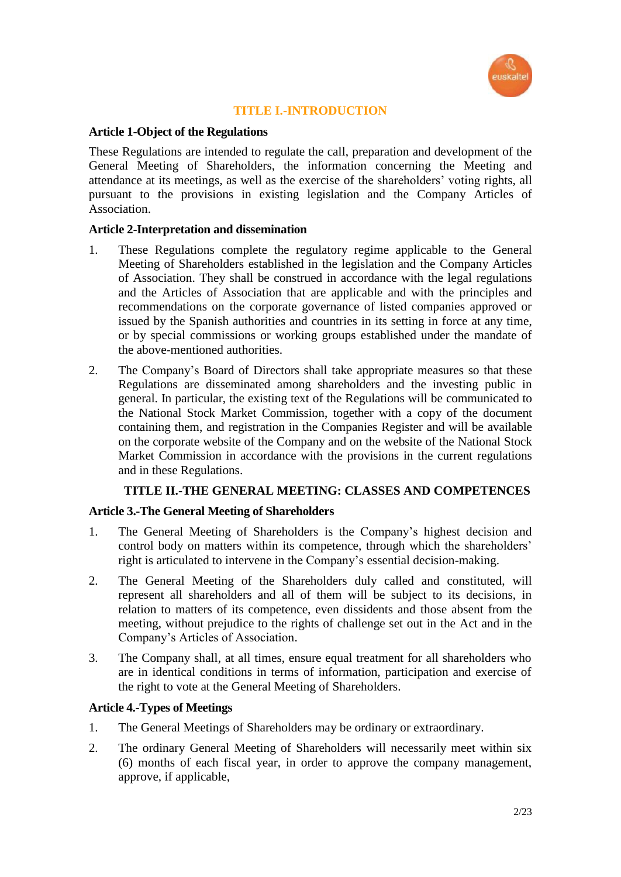# TITLE I.-INTRODUCTION

### Article 1-Object of the Regulations

These Regulations are intended to regulate the call, preparation and development of the General Meeting of Shareholders, the information concerning the Meeting and attendance at its meetings, as well as the exercise of the shareholders' voting rights, all pursuant to the provisions in existing legislation and the Company Articles of Association.

### Article 2-Interpretation and dissemination

1. These Regulations complete the regulatory regime applicable to the General Meeting of Shareholders established in the legislation and the Company Articles of Association. They shall be construed in accordance with the legal regulations and the Articles of Association that are applicable and with the principles and recommendations on the corporate governance of listed companies approved or issued by the Spanish authorities and countries in its setting in force at any time, or by special commissions or working groups established under the mandate of the above-mentioned authorities.

2. The Company's Board of Directors shall take appropriate measures so that these Regulations are disseminated among shareholders and the investing public in general. In particular, the existing text of the Regulations will be communicated to the National Stock Market Commission, together with a copy of the document containing them, and registration in the Companies Register and will be available on the corporate website of the Company and on the website of the National Stock Market Commission in accordance with the provisions in the current regulations and in these Regulations.

# TITLE II.-THE GENERAL MEETING: CLASSES AND COMPETENCES

### Article 3.-The General Meeting of Shareholders

1. The General Meeting of Shareholders is the Company's highest decision and control body on matters within its competence, through which the shareholders' right is articulated to intervene in the Company's essential decision-making.

2. The General Meeting of the Shareholders duly called and constituted, will represent all shareholders and all of them will be subject to its decisions, in relation to matters of its competence, even dissidents and those absent from the meeting, without prejudice to the rights of challenge set out in the Act and in the Company's Articles of Association.

3. The Company shall, at all times, ensure equal treatment for all shareholders who are in identical conditions in terms of information, participation and exercise of the right to vote at the General Meeting of Shareholders.

### Article 4.-Types of Meetings

1. The General Meetings of Shareholders may be ordinary or extraordinary.

2. The ordinary General Meeting of Shareholders will necessarily meet within six (6) months of each fiscal year, in order to approve the company management, approve, if applicable,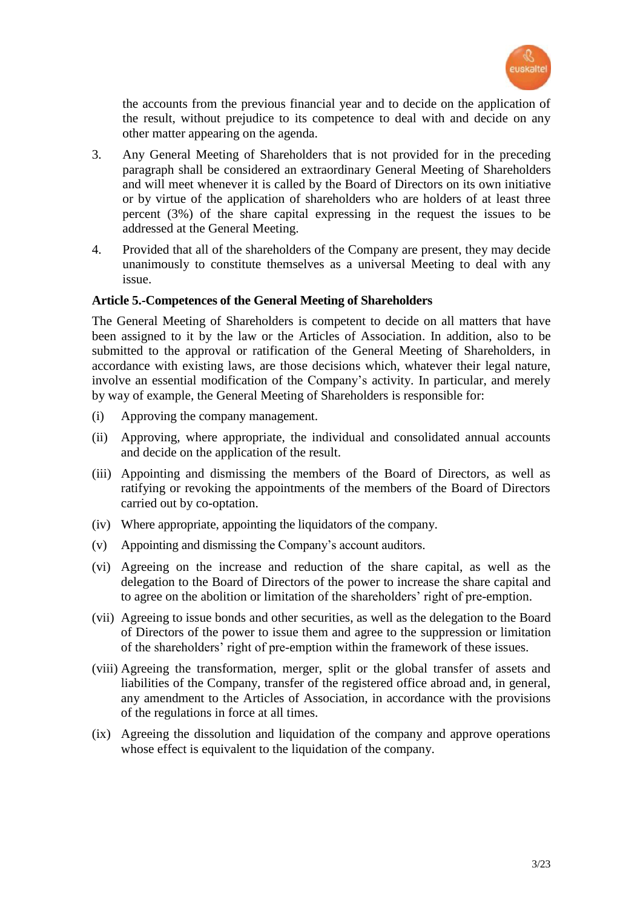the accounts from the previous financial year and to decide on the application of the result, without prejudice to its competence to deal with and decide on any other matter appearing on the agenda.

3. Any General Meeting of Shareholders that is not provided for in the preceding paragraph shall be considered an extraordinary General Meeting of Shareholders and will meet whenever it is called by the Board of Directors on its own initiative or by virtue of the application of shareholders who are holders of at least three percent (3%) of the share capital expressing in the request the issues to be addressed at the General Meeting.

4. Provided that all of the shareholders of the Company are present, they may decide unanimously to constitute themselves as a universal Meeting to deal with any issue.

**Article 5.-Competences of the General Meeting of Shareholders**

The General Meeting of Shareholders is competent to decide on all matters that have been assigned to it by the law or the Articles of Association. In addition, also to be submitted to the approval or ratification of the General Meeting of Shareholders, in accordance with existing laws, are those decisions which, whatever their legal nature, involve an essential modification of the Company's activity. In particular, and merely by way of example, the General Meeting of Shareholders is responsible for:

(i) Approving the company management.

(ii) Approving, where appropriate, the individual and consolidated annual accounts and decide on the application of the result.

(iii) Appointing and dismissing the members of the Board of Directors, as well as ratifying or revoking the appointments of the members of the Board of Directors carried out by co-optation.

(iv) Where appropriate, appointing the liquidators of the company.

(v) Appointing and dismissing the Company's account auditors.

(vi) Agreeing on the increase and reduction of the share capital, as well as the delegation to the Board of Directors of the power to increase the share capital and to agree on the abolition or limitation of the shareholders' right of pre-emption.

(vii) Agreeing to issue bonds and other securities, as well as the delegation to the Board of Directors of the power to issue them and agree to the suppression or limitation of the shareholders' right of pre-emption within the framework of these issues.

(viii) Agreeing the transformation, merger, split or the global transfer of assets and liabilities of the Company, transfer of the registered office abroad and, in general, any amendment to the Articles of Association, in accordance with the provisions of the regulations in force at all times.

(ix) Agreeing the dissolution and liquidation of the company and approve operations whose effect is equivalent to the liquidation of the company.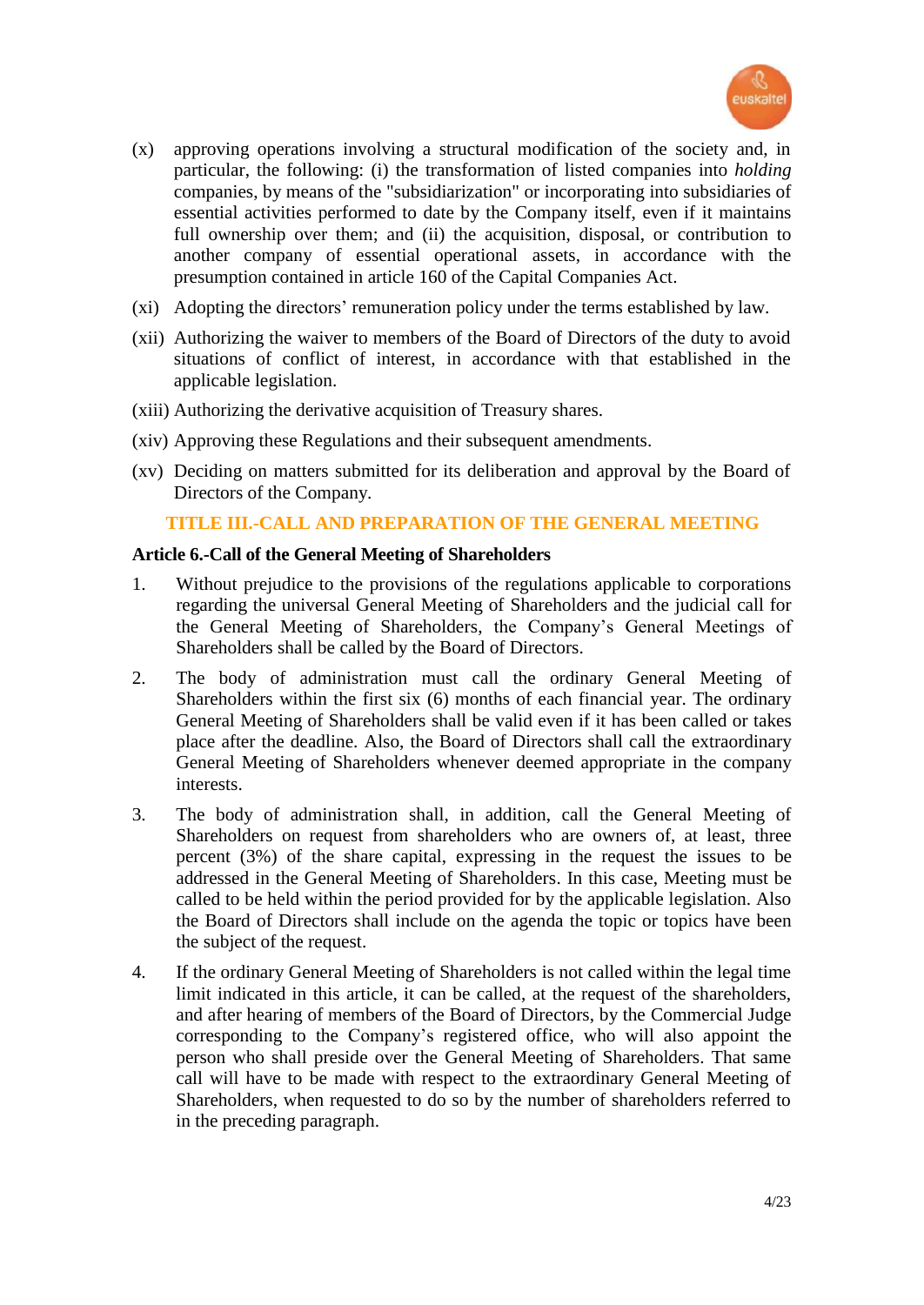(x) approving operations involving a structural modification of the society and, in particular, the following: (i) the transformation of listed companies into *holding* companies, by means of the "subsidiarization" or incorporating into subsidiaries of essential activities performed to date by the Company itself, even if it maintains full ownership over them; and (ii) the acquisition, disposal, or contribution to another company of essential operational assets, in accordance with the presumption contained in article 160 of the Capital Companies Act.

(xi) Adopting the directors' remuneration policy under the terms established by law.

(xii) Authorizing the waiver to members of the Board of Directors of the duty to avoid situations of conflict of interest, in accordance with that established in the applicable legislation.

(xiii) Authorizing the derivative acquisition of Treasury shares.

(xiv) Approving these Regulations and their subsequent amendments.

(xv) Deciding on matters submitted for its deliberation and approval by the Board of Directors of the Company.

## TITLE III.-CALL AND PREPARATION OF THE GENERAL MEETING

### Article 6.-Call of the General Meeting of Shareholders

1. Without prejudice to the provisions of the regulations applicable to corporations regarding the universal General Meeting of Shareholders and the judicial call for the General Meeting of Shareholders, the Company's General Meetings of Shareholders shall be called by the Board of Directors.

2. The body of administration must call the ordinary General Meeting of Shareholders within the first six (6) months of each financial year. The ordinary General Meeting of Shareholders shall be valid even if it has been called or takes place after the deadline. Also, the Board of Directors shall call the extraordinary General Meeting of Shareholders whenever deemed appropriate in the company interests.

3. The body of administration shall, in addition, call the General Meeting of Shareholders on request from shareholders who are owners of, at least, three percent (3%) of the share capital, expressing in the request the issues to be addressed in the General Meeting of Shareholders. In this case, Meeting must be called to be held within the period provided for by the applicable legislation. Also the Board of Directors shall include on the agenda the topic or topics have been the subject of the request.

4. If the ordinary General Meeting of Shareholders is not called within the legal time limit indicated in this article, it can be called, at the request of the shareholders, and after hearing of members of the Board of Directors, by the Commercial Judge corresponding to the Company's registered office, who will also appoint the person who shall preside over the General Meeting of Shareholders. That same call will have to be made with respect to the extraordinary General Meeting of Shareholders, when requested to do so by the number of shareholders referred to in the preceding paragraph.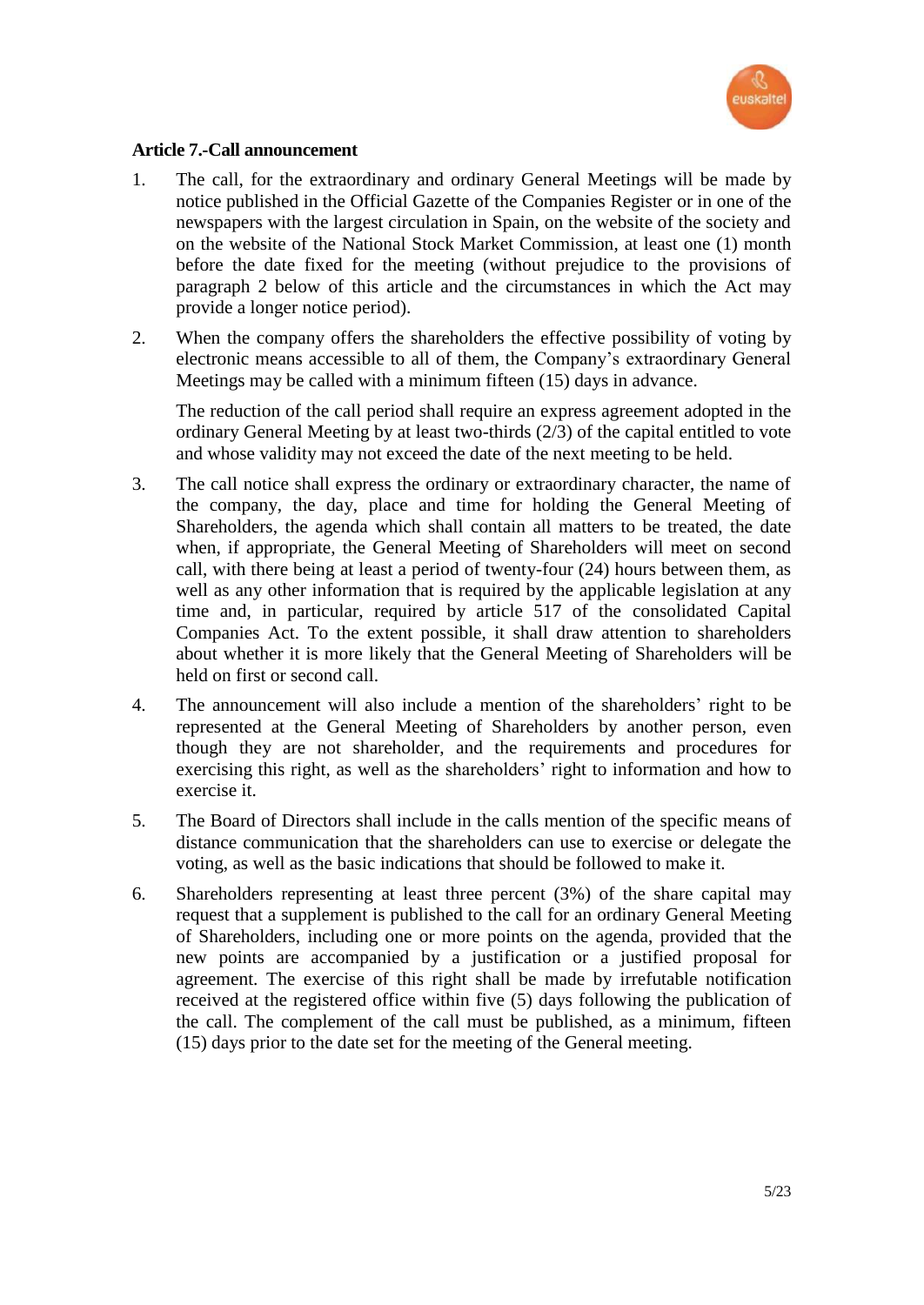**Article 7.-Call announcement**

1. The call, for the extraordinary and ordinary General Meetings will be made by notice published in the Official Gazette of the Companies Register or in one of the newspapers with the largest circulation in Spain, on the website of the society and on the website of the National Stock Market Commission, at least one (1) month before the date fixed for the meeting (without prejudice to the provisions of paragraph 2 below of this article and the circumstances in which the Act may provide a longer notice period).

2. When the company offers the shareholders the effective possibility of voting by electronic means accessible to all of them, the Company's extraordinary General Meetings may be called with a minimum fifteen (15) days in advance.

   The reduction of the call period shall require an express agreement adopted in the ordinary General Meeting by at least two-thirds (2/3) of the capital entitled to vote and whose validity may not exceed the date of the next meeting to be held.

3. The call notice shall express the ordinary or extraordinary character, the name of the company, the day, place and time for holding the General Meeting of Shareholders, the agenda which shall contain all matters to be treated, the date when, if appropriate, the General Meeting of Shareholders will meet on second call, with there being at least a period of twenty-four (24) hours between them, as well as any other information that is required by the applicable legislation at any time and, in particular, required by article 517 of the consolidated Capital Companies Act. To the extent possible, it shall draw attention to shareholders about whether it is more likely that the General Meeting of Shareholders will be held on first or second call.

4. The announcement will also include a mention of the shareholders' right to be represented at the General Meeting of Shareholders by another person, even though they are not shareholder, and the requirements and procedures for exercising this right, as well as the shareholders' right to information and how to exercise it.

5. The Board of Directors shall include in the calls mention of the specific means of distance communication that the shareholders can use to exercise or delegate the voting, as well as the basic indications that should be followed to make it.

6. Shareholders representing at least three percent (3%) of the share capital may request that a supplement is published to the call for an ordinary General Meeting of Shareholders, including one or more points on the agenda, provided that the new points are accompanied by a justification or a justified proposal for agreement. The exercise of this right shall be made by irrefutable notification received at the registered office within five (5) days following the publication of the call. The complement of the call must be published, as a minimum, fifteen (15) days prior to the date set for the meeting of the General meeting.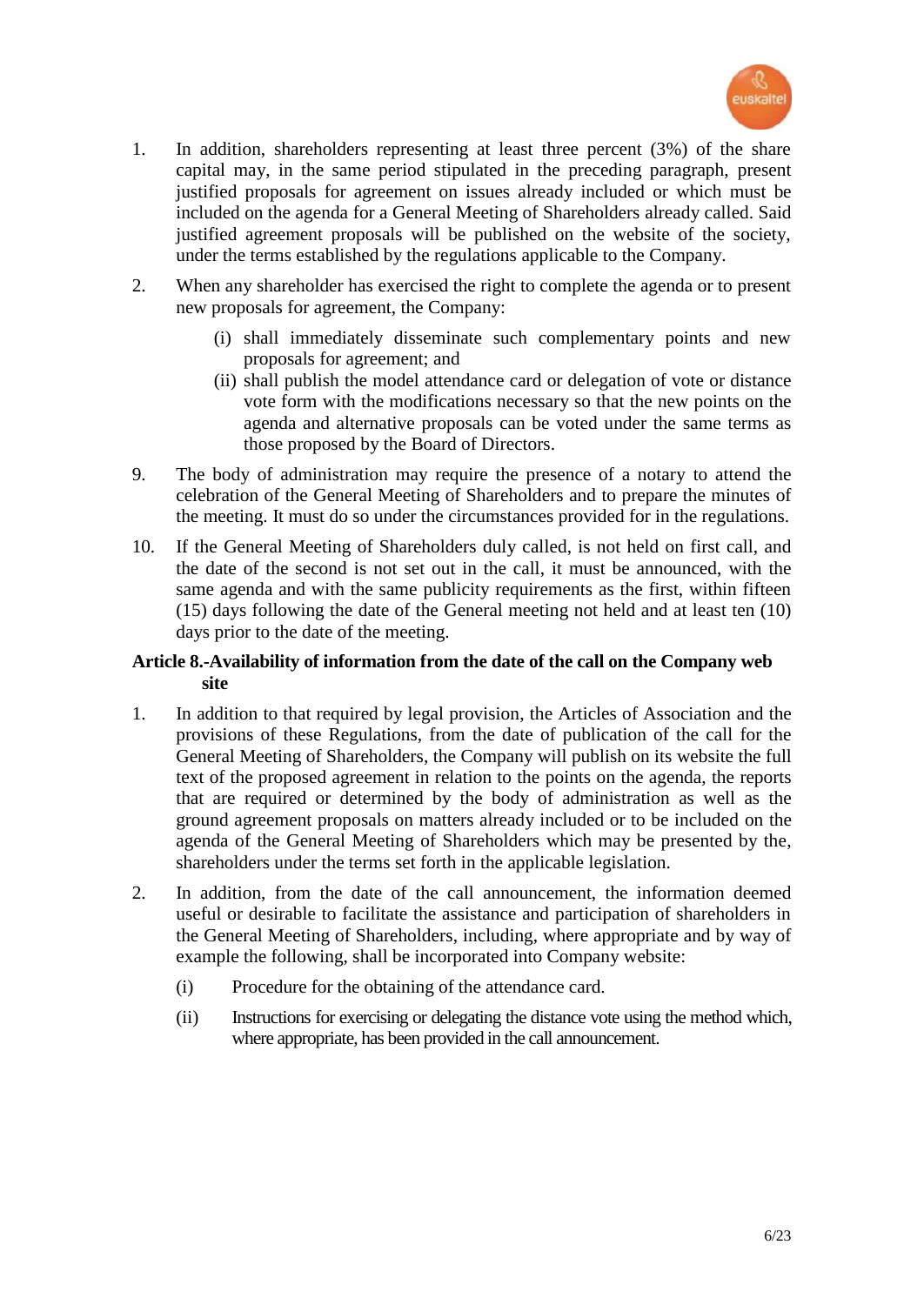1. In addition, shareholders representing at least three percent (3%) of the share capital may, in the same period stipulated in the preceding paragraph, present justified proposals for agreement on issues already included or which must be included on the agenda for a General Meeting of Shareholders already called. Said justified agreement proposals will be published on the website of the society, under the terms established by the regulations applicable to the Company.

2. When any shareholder has exercised the right to complete the agenda or to present new proposals for agreement, the Company:

   (i) shall immediately disseminate such complementary points and new proposals for agreement; and

   (ii) shall publish the model attendance card or delegation of vote or distance vote form with the modifications necessary so that the new points on the agenda and alternative proposals can be voted under the same terms as those proposed by the Board of Directors.

9. The body of administration may require the presence of a notary to attend the celebration of the General Meeting of Shareholders and to prepare the minutes of the meeting. It must do so under the circumstances provided for in the regulations.

10. If the General Meeting of Shareholders duly called, is not held on first call, and the date of the second is not set out in the call, it must be announced, with the same agenda and with the same publicity requirements as the first, within fifteen (15) days following the date of the General meeting not held and at least ten (10) days prior to the date of the meeting.

**Article 8.-Availability of information from the date of the call on the Company web site**

1. In addition to that required by legal provision, the Articles of Association and the provisions of these Regulations, from the date of publication of the call for the General Meeting of Shareholders, the Company will publish on its website the full text of the proposed agreement in relation to the points on the agenda, the reports that are required or determined by the body of administration as well as the ground agreement proposals on matters already included or to be included on the agenda of the General Meeting of Shareholders which may be presented by the, shareholders under the terms set forth in the applicable legislation.

2. In addition, from the date of the call announcement, the information deemed useful or desirable to facilitate the assistance and participation of shareholders in the General Meeting of Shareholders, including, where appropriate and by way of example the following, shall be incorporated into Company website:

   (i) Procedure for the obtaining of the attendance card.

   (ii) Instructions for exercising or delegating the distance vote using the method which, where appropriate, has been provided in the call announcement.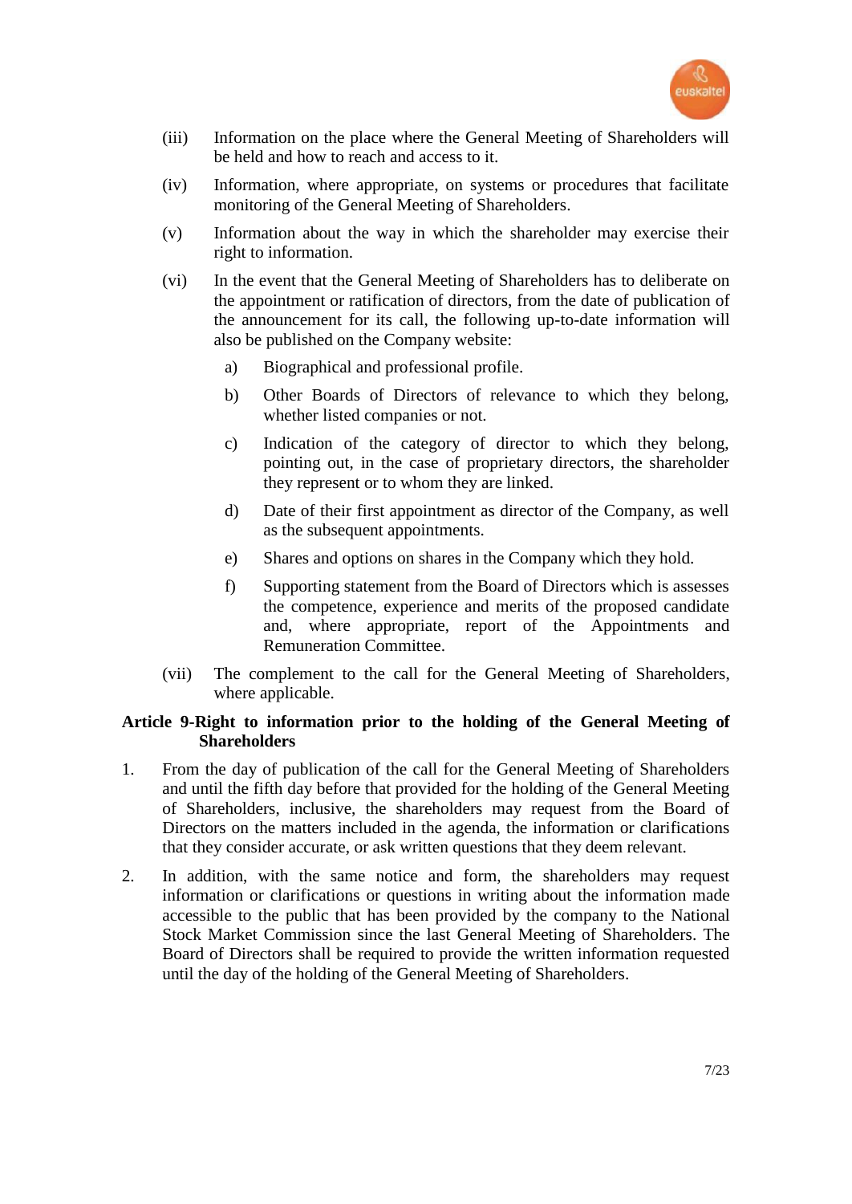(iii) Information on the place where the General Meeting of Shareholders will be held and how to reach and access to it.

(iv) Information, where appropriate, on systems or procedures that facilitate monitoring of the General Meeting of Shareholders.

(v) Information about the way in which the shareholder may exercise their right to information.

(vi) In the event that the General Meeting of Shareholders has to deliberate on the appointment or ratification of directors, from the date of publication of the announcement for its call, the following up-to-date information will also be published on the Company website:

   a) Biographical and professional profile.

   b) Other Boards of Directors of relevance to which they belong, whether listed companies or not.

   c) Indication of the category of director to which they belong, pointing out, in the case of proprietary directors, the shareholder they represent or to whom they are linked.

   d) Date of their first appointment as director of the Company, as well as the subsequent appointments.

   e) Shares and options on shares in the Company which they hold.

   f) Supporting statement from the Board of Directors which is assesses the competence, experience and merits of the proposed candidate and, where appropriate, report of the Appointments and Remuneration Committee.

(vii) The complement to the call for the General Meeting of Shareholders, where applicable.

**Article 9-Right to information prior to the holding of the General Meeting of Shareholders**

1. From the day of publication of the call for the General Meeting of Shareholders and until the fifth day before that provided for the holding of the General Meeting of Shareholders, inclusive, the shareholders may request from the Board of Directors on the matters included in the agenda, the information or clarifications that they consider accurate, or ask written questions that they deem relevant.

2. In addition, with the same notice and form, the shareholders may request information or clarifications or questions in writing about the information made accessible to the public that has been provided by the company to the National Stock Market Commission since the last General Meeting of Shareholders. The Board of Directors shall be required to provide the written information requested until the day of the holding of the General Meeting of Shareholders.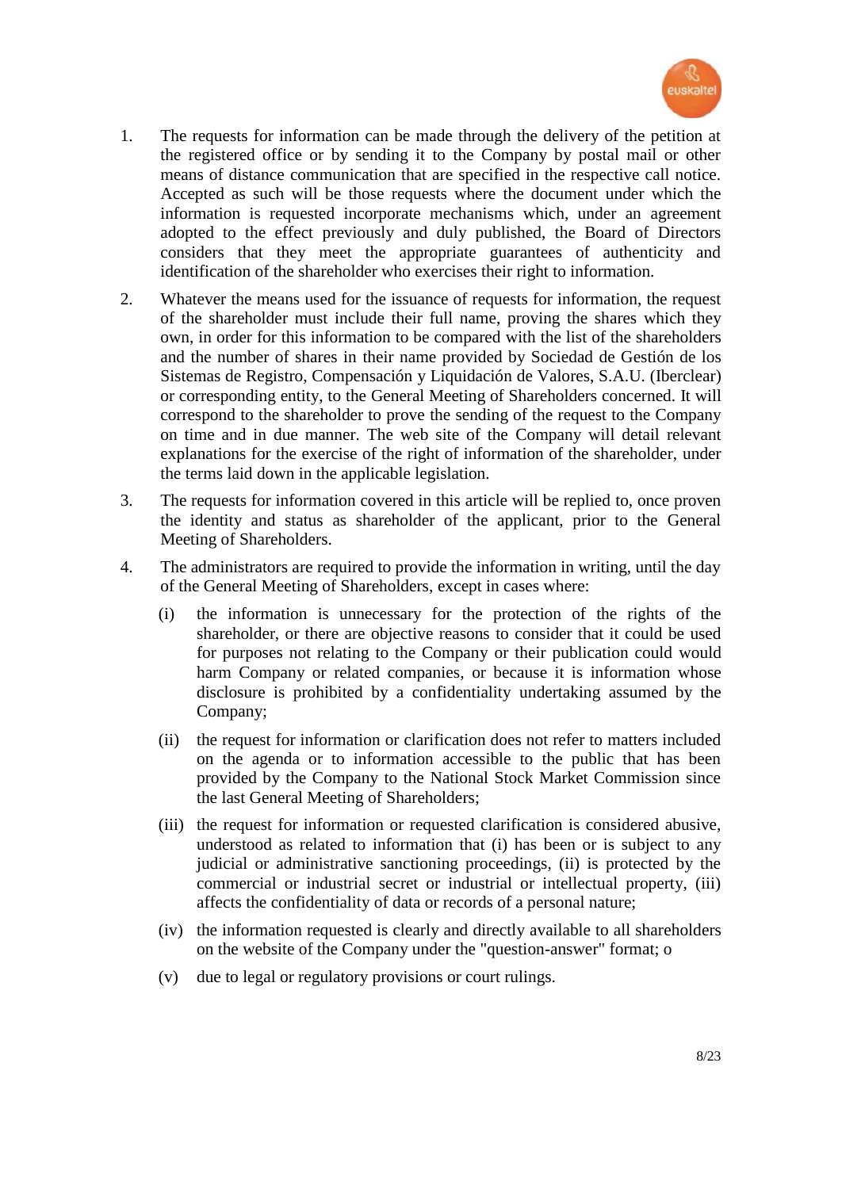1. The requests for information can be made through the delivery of the petition at the registered office or by sending it to the Company by postal mail or other means of distance communication that are specified in the respective call notice. Accepted as such will be those requests where the document under which the information is requested incorporate mechanisms which, under an agreement adopted to the effect previously and duly published, the Board of Directors considers that they meet the appropriate guarantees of authenticity and identification of the shareholder who exercises their right to information.

2. Whatever the means used for the issuance of requests for information, the request of the shareholder must include their full name, proving the shares which they own, in order for this information to be compared with the list of the shareholders and the number of shares in their name provided by Sociedad de Gestión de los Sistemas de Registro, Compensación y Liquidación de Valores, S.A.U. (Iberclear) or corresponding entity, to the General Meeting of Shareholders concerned. It will correspond to the shareholder to prove the sending of the request to the Company on time and in due manner. The web site of the Company will detail relevant explanations for the exercise of the right of information of the shareholder, under the terms laid down in the applicable legislation.

3. The requests for information covered in this article will be replied to, once proven the identity and status as shareholder of the applicant, prior to the General Meeting of Shareholders.

4. The administrators are required to provide the information in writing, until the day of the General Meeting of Shareholders, except in cases where:

   (i) the information is unnecessary for the protection of the rights of the shareholder, or there are objective reasons to consider that it could be used for purposes not relating to the Company or their publication could would harm Company or related companies, or because it is information whose disclosure is prohibited by a confidentiality undertaking assumed by the Company;

   (ii) the request for information or clarification does not refer to matters included on the agenda or to information accessible to the public that has been provided by the Company to the National Stock Market Commission since the last General Meeting of Shareholders;

   (iii) the request for information or requested clarification is considered abusive, understood as related to information that (i) has been or is subject to any judicial or administrative sanctioning proceedings, (ii) is protected by the commercial or industrial secret or industrial or intellectual property, (iii) affects the confidentiality of data or records of a personal nature;

   (iv) the information requested is clearly and directly available to all shareholders on the website of the Company under the "question-answer" format; o

   (v) due to legal or regulatory provisions or court rulings.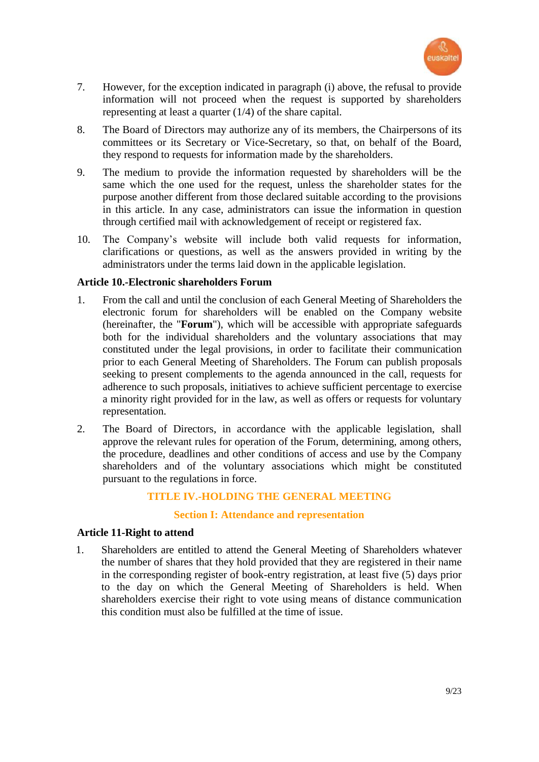7. However, for the exception indicated in paragraph (i) above, the refusal to provide information will not proceed when the request is supported by shareholders representing at least a quarter (1/4) of the share capital.

8. The Board of Directors may authorize any of its members, the Chairpersons of its committees or its Secretary or Vice-Secretary, so that, on behalf of the Board, they respond to requests for information made by the shareholders.

9. The medium to provide the information requested by shareholders will be the same which the one used for the request, unless the shareholder states for the purpose another different from those declared suitable according to the provisions in this article. In any case, administrators can issue the information in question through certified mail with acknowledgement of receipt or registered fax.

10. The Company's website will include both valid requests for information, clarifications or questions, as well as the answers provided in writing by the administrators under the terms laid down in the applicable legislation.

### Article 10.-Electronic shareholders Forum

1. From the call and until the conclusion of each General Meeting of Shareholders the electronic forum for shareholders will be enabled on the Company website (hereinafter, the "**Forum**"), which will be accessible with appropriate safeguards both for the individual shareholders and the voluntary associations that may constituted under the legal provisions, in order to facilitate their communication prior to each General Meeting of Shareholders. The Forum can publish proposals seeking to present complements to the agenda announced in the call, requests for adherence to such proposals, initiatives to achieve sufficient percentage to exercise a minority right provided for in the law, as well as offers or requests for voluntary representation.

2. The Board of Directors, in accordance with the applicable legislation, shall approve the relevant rules for operation of the Forum, determining, among others, the procedure, deadlines and other conditions of access and use by the Company shareholders and of the voluntary associations which might be constituted pursuant to the regulations in force.

## TITLE IV.-HOLDING THE GENERAL MEETING

## Section I: Attendance and representation

### Article 11-Right to attend

1. Shareholders are entitled to attend the General Meeting of Shareholders whatever the number of shares that they hold provided that they are registered in their name in the corresponding register of book-entry registration, at least five (5) days prior to the day on which the General Meeting of Shareholders is held. When shareholders exercise their right to vote using means of distance communication this condition must also be fulfilled at the time of issue.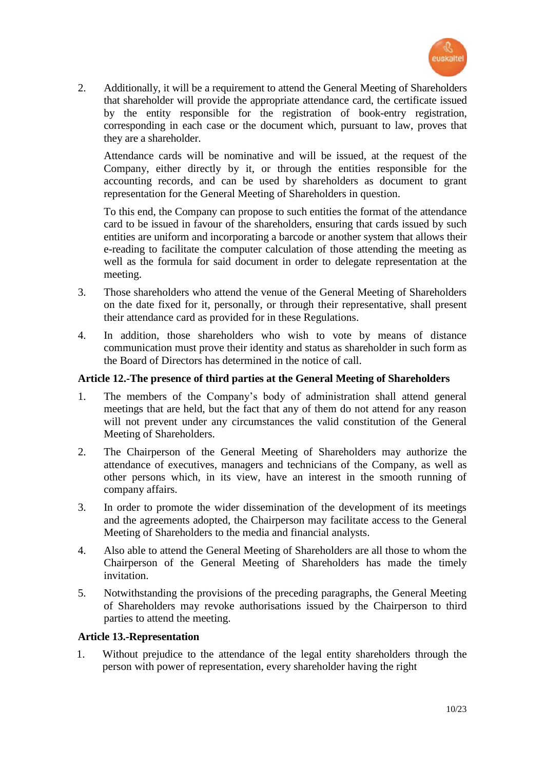2. Additionally, it will be a requirement to attend the General Meeting of Shareholders that shareholder will provide the appropriate attendance card, the certificate issued by the entity responsible for the registration of book-entry registration, corresponding in each case or the document which, pursuant to law, proves that they are a shareholder.

   Attendance cards will be nominative and will be issued, at the request of the Company, either directly by it, or through the entities responsible for the accounting records, and can be used by shareholders as document to grant representation for the General Meeting of Shareholders in question.

   To this end, the Company can propose to such entities the format of the attendance card to be issued in favour of the shareholders, ensuring that cards issued by such entities are uniform and incorporating a barcode or another system that allows their e-reading to facilitate the computer calculation of those attending the meeting as well as the formula for said document in order to delegate representation at the meeting.

3. Those shareholders who attend the venue of the General Meeting of Shareholders on the date fixed for it, personally, or through their representative, shall present their attendance card as provided for in these Regulations.

4. In addition, those shareholders who wish to vote by means of distance communication must prove their identity and status as shareholder in such form as the Board of Directors has determined in the notice of call.

**Article 12.-The presence of third parties at the General Meeting of Shareholders**

1. The members of the Company's body of administration shall attend general meetings that are held, but the fact that any of them do not attend for any reason will not prevent under any circumstances the valid constitution of the General Meeting of Shareholders.

2. The Chairperson of the General Meeting of Shareholders may authorize the attendance of executives, managers and technicians of the Company, as well as other persons which, in its view, have an interest in the smooth running of company affairs.

3. In order to promote the wider dissemination of the development of its meetings and the agreements adopted, the Chairperson may facilitate access to the General Meeting of Shareholders to the media and financial analysts.

4. Also able to attend the General Meeting of Shareholders are all those to whom the Chairperson of the General Meeting of Shareholders has made the timely invitation.

5. Notwithstanding the provisions of the preceding paragraphs, the General Meeting of Shareholders may revoke authorisations issued by the Chairperson to third parties to attend the meeting.

**Article 13.-Representation**

1. Without prejudice to the attendance of the legal entity shareholders through the person with power of representation, every shareholder having the right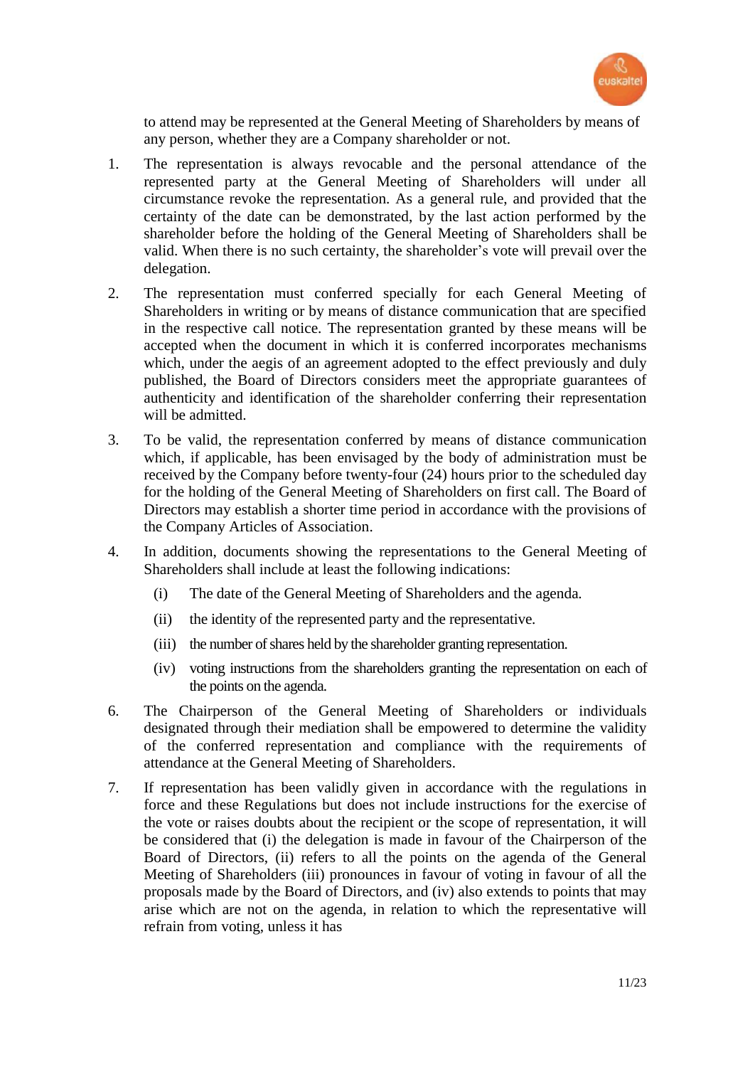to attend may be represented at the General Meeting of Shareholders by means of any person, whether they are a Company shareholder or not.

1. The representation is always revocable and the personal attendance of the represented party at the General Meeting of Shareholders will under all circumstance revoke the representation. As a general rule, and provided that the certainty of the date can be demonstrated, by the last action performed by the shareholder before the holding of the General Meeting of Shareholders shall be valid. When there is no such certainty, the shareholder's vote will prevail over the delegation.

2. The representation must conferred specially for each General Meeting of Shareholders in writing or by means of distance communication that are specified in the respective call notice. The representation granted by these means will be accepted when the document in which it is conferred incorporates mechanisms which, under the aegis of an agreement adopted to the effect previously and duly published, the Board of Directors considers meet the appropriate guarantees of authenticity and identification of the shareholder conferring their representation will be admitted.

3. To be valid, the representation conferred by means of distance communication which, if applicable, has been envisaged by the body of administration must be received by the Company before twenty-four (24) hours prior to the scheduled day for the holding of the General Meeting of Shareholders on first call. The Board of Directors may establish a shorter time period in accordance with the provisions of the Company Articles of Association.

4. In addition, documents showing the representations to the General Meeting of Shareholders shall include at least the following indications:

   (i) The date of the General Meeting of Shareholders and the agenda.

   (ii) the identity of the represented party and the representative.

   (iii) the number of shares held by the shareholder granting representation.

   (iv) voting instructions from the shareholders granting the representation on each of the points on the agenda.

6. The Chairperson of the General Meeting of Shareholders or individuals designated through their mediation shall be empowered to determine the validity of the conferred representation and compliance with the requirements of attendance at the General Meeting of Shareholders.

7. If representation has been validly given in accordance with the regulations in force and these Regulations but does not include instructions for the exercise of the vote or raises doubts about the recipient or the scope of representation, it will be considered that (i) the delegation is made in favour of the Chairperson of the Board of Directors, (ii) refers to all the points on the agenda of the General Meeting of Shareholders (iii) pronounces in favour of voting in favour of all the proposals made by the Board of Directors, and (iv) also extends to points that may arise which are not on the agenda, in relation to which the representative will refrain from voting, unless it has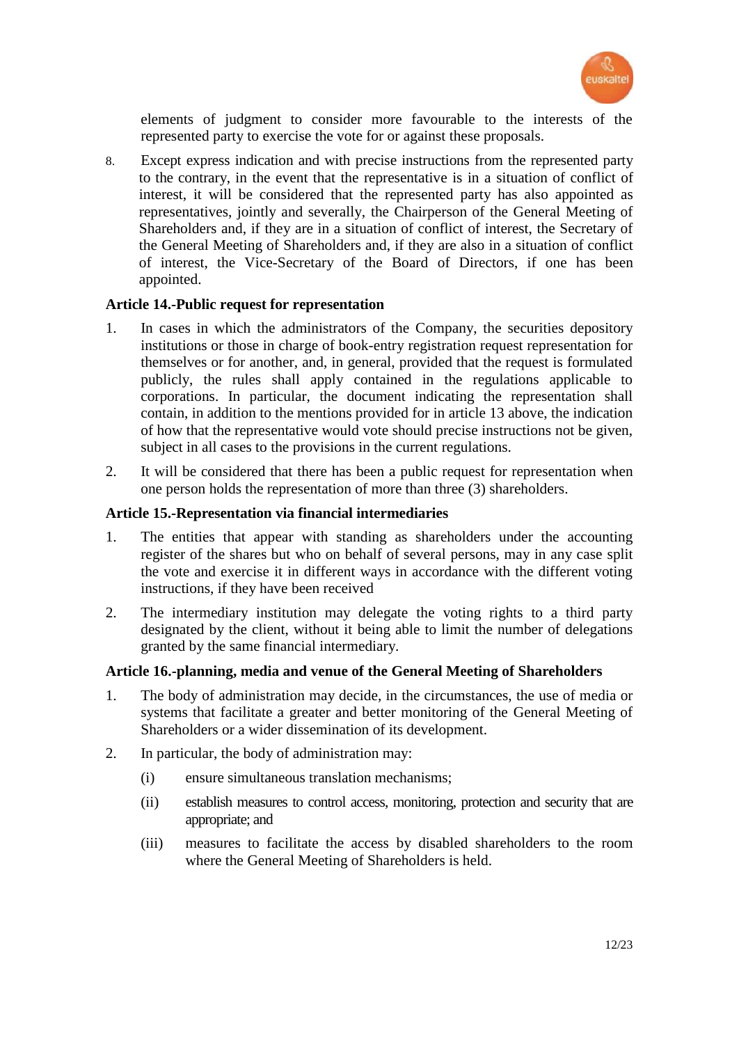elements of judgment to consider more favourable to the interests of the represented party to exercise the vote for or against these proposals.

8. Except express indication and with precise instructions from the represented party to the contrary, in the event that the representative is in a situation of conflict of interest, it will be considered that the represented party has also appointed as representatives, jointly and severally, the Chairperson of the General Meeting of Shareholders and, if they are in a situation of conflict of interest, the Secretary of the General Meeting of Shareholders and, if they are also in a situation of conflict of interest, the Vice-Secretary of the Board of Directors, if one has been appointed.

**Article 14.-Public request for representation**

1. In cases in which the administrators of the Company, the securities depository institutions or those in charge of book-entry registration request representation for themselves or for another, and, in general, provided that the request is formulated publicly, the rules shall apply contained in the regulations applicable to corporations. In particular, the document indicating the representation shall contain, in addition to the mentions provided for in article 13 above, the indication of how that the representative would vote should precise instructions not be given, subject in all cases to the provisions in the current regulations.

2. It will be considered that there has been a public request for representation when one person holds the representation of more than three (3) shareholders.

**Article 15.-Representation via financial intermediaries**

1. The entities that appear with standing as shareholders under the accounting register of the shares but who on behalf of several persons, may in any case split the vote and exercise it in different ways in accordance with the different voting instructions, if they have been received

2. The intermediary institution may delegate the voting rights to a third party designated by the client, without it being able to limit the number of delegations granted by the same financial intermediary.

**Article 16.-planning, media and venue of the General Meeting of Shareholders**

1. The body of administration may decide, in the circumstances, the use of media or systems that facilitate a greater and better monitoring of the General Meeting of Shareholders or a wider dissemination of its development.

2. In particular, the body of administration may:

   (i) ensure simultaneous translation mechanisms;

   (ii) establish measures to control access, monitoring, protection and security that are appropriate; and

   (iii) measures to facilitate the access by disabled shareholders to the room where the General Meeting of Shareholders is held.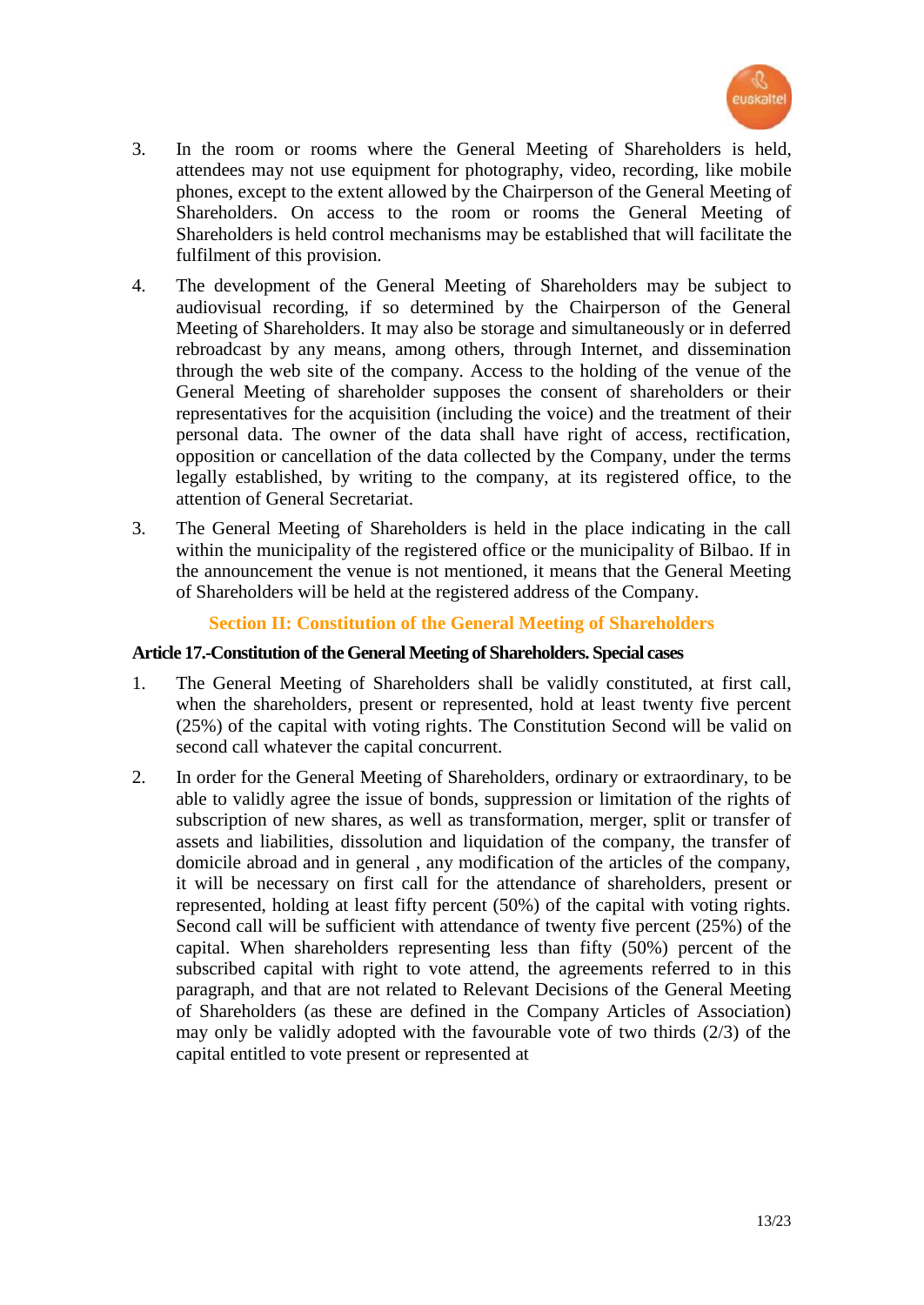3. In the room or rooms where the General Meeting of Shareholders is held, attendees may not use equipment for photography, video, recording, like mobile phones, except to the extent allowed by the Chairperson of the General Meeting of Shareholders. On access to the room or rooms the General Meeting of Shareholders is held control mechanisms may be established that will facilitate the fulfilment of this provision.

4. The development of the General Meeting of Shareholders may be subject to audiovisual recording, if so determined by the Chairperson of the General Meeting of Shareholders. It may also be storage and simultaneously or in deferred rebroadcast by any means, among others, through Internet, and dissemination through the web site of the company. Access to the holding of the venue of the General Meeting of shareholder supposes the consent of shareholders or their representatives for the acquisition (including the voice) and the treatment of their personal data. The owner of the data shall have right of access, rectification, opposition or cancellation of the data collected by the Company, under the terms legally established, by writing to the company, at its registered office, to the attention of General Secretariat.

3. The General Meeting of Shareholders is held in the place indicating in the call within the municipality of the registered office or the municipality of Bilbao. If in the announcement the venue is not mentioned, it means that the General Meeting of Shareholders will be held at the registered address of the Company.

## Section II: Constitution of the General Meeting of Shareholders

### Article 17.-Constitution of the General Meeting of Shareholders. Special cases

1. The General Meeting of Shareholders shall be validly constituted, at first call, when the shareholders, present or represented, hold at least twenty five percent (25%) of the capital with voting rights. The Constitution Second will be valid on second call whatever the capital concurrent.

2. In order for the General Meeting of Shareholders, ordinary or extraordinary, to be able to validly agree the issue of bonds, suppression or limitation of the rights of subscription of new shares, as well as transformation, merger, split or transfer of assets and liabilities, dissolution and liquidation of the company, the transfer of domicile abroad and in general , any modification of the articles of the company, it will be necessary on first call for the attendance of shareholders, present or represented, holding at least fifty percent (50%) of the capital with voting rights. Second call will be sufficient with attendance of twenty five percent (25%) of the capital. When shareholders representing less than fifty (50%) percent of the subscribed capital with right to vote attend, the agreements referred to in this paragraph, and that are not related to Relevant Decisions of the General Meeting of Shareholders (as these are defined in the Company Articles of Association) may only be validly adopted with the favourable vote of two thirds (2/3) of the capital entitled to vote present or represented at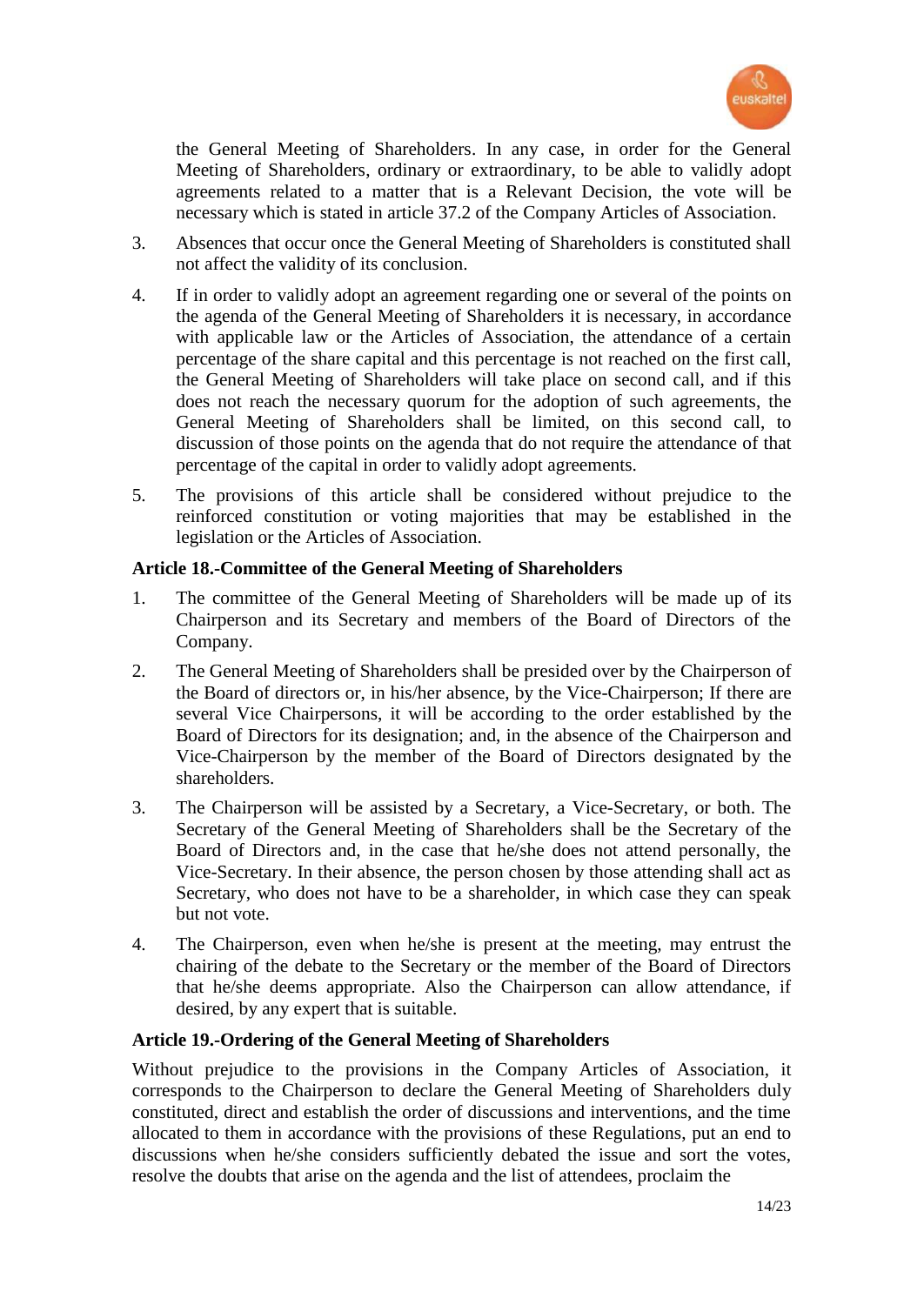the General Meeting of Shareholders. In any case, in order for the General Meeting of Shareholders, ordinary or extraordinary, to be able to validly adopt agreements related to a matter that is a Relevant Decision, the vote will be necessary which is stated in article 37.2 of the Company Articles of Association.

3. Absences that occur once the General Meeting of Shareholders is constituted shall not affect the validity of its conclusion.

4. If in order to validly adopt an agreement regarding one or several of the points on the agenda of the General Meeting of Shareholders it is necessary, in accordance with applicable law or the Articles of Association, the attendance of a certain percentage of the share capital and this percentage is not reached on the first call, the General Meeting of Shareholders will take place on second call, and if this does not reach the necessary quorum for the adoption of such agreements, the General Meeting of Shareholders shall be limited, on this second call, to discussion of those points on the agenda that do not require the attendance of that percentage of the capital in order to validly adopt agreements.

5. The provisions of this article shall be considered without prejudice to the reinforced constitution or voting majorities that may be established in the legislation or the Articles of Association.

**Article 18.-Committee of the General Meeting of Shareholders**

1. The committee of the General Meeting of Shareholders will be made up of its Chairperson and its Secretary and members of the Board of Directors of the Company.

2. The General Meeting of Shareholders shall be presided over by the Chairperson of the Board of directors or, in his/her absence, by the Vice-Chairperson; If there are several Vice Chairpersons, it will be according to the order established by the Board of Directors for its designation; and, in the absence of the Chairperson and Vice-Chairperson by the member of the Board of Directors designated by the shareholders.

3. The Chairperson will be assisted by a Secretary, a Vice-Secretary, or both. The Secretary of the General Meeting of Shareholders shall be the Secretary of the Board of Directors and, in the case that he/she does not attend personally, the Vice-Secretary. In their absence, the person chosen by those attending shall act as Secretary, who does not have to be a shareholder, in which case they can speak but not vote.

4. The Chairperson, even when he/she is present at the meeting, may entrust the chairing of the debate to the Secretary or the member of the Board of Directors that he/she deems appropriate. Also the Chairperson can allow attendance, if desired, by any expert that is suitable.

**Article 19.-Ordering of the General Meeting of Shareholders**

Without prejudice to the provisions in the Company Articles of Association, it corresponds to the Chairperson to declare the General Meeting of Shareholders duly constituted, direct and establish the order of discussions and interventions, and the time allocated to them in accordance with the provisions of these Regulations, put an end to discussions when he/she considers sufficiently debated the issue and sort the votes, resolve the doubts that arise on the agenda and the list of attendees, proclaim the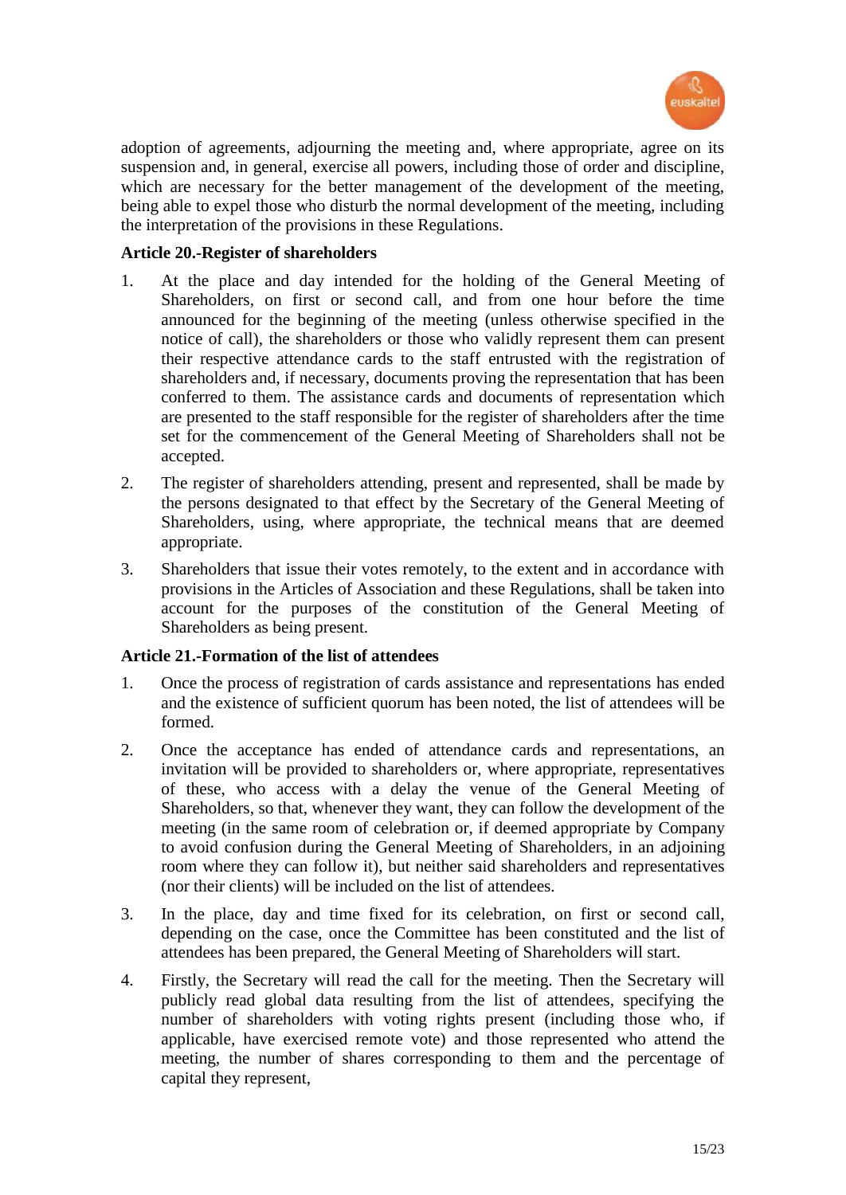adoption of agreements, adjourning the meeting and, where appropriate, agree on its suspension and, in general, exercise all powers, including those of order and discipline, which are necessary for the better management of the development of the meeting, being able to expel those who disturb the normal development of the meeting, including the interpretation of the provisions in these Regulations.

**Article 20.-Register of shareholders**

1. At the place and day intended for the holding of the General Meeting of Shareholders, on first or second call, and from one hour before the time announced for the beginning of the meeting (unless otherwise specified in the notice of call), the shareholders or those who validly represent them can present their respective attendance cards to the staff entrusted with the registration of shareholders and, if necessary, documents proving the representation that has been conferred to them. The assistance cards and documents of representation which are presented to the staff responsible for the register of shareholders after the time set for the commencement of the General Meeting of Shareholders shall not be accepted.

2. The register of shareholders attending, present and represented, shall be made by the persons designated to that effect by the Secretary of the General Meeting of Shareholders, using, where appropriate, the technical means that are deemed appropriate.

3. Shareholders that issue their votes remotely, to the extent and in accordance with provisions in the Articles of Association and these Regulations, shall be taken into account for the purposes of the constitution of the General Meeting of Shareholders as being present.

**Article 21.-Formation of the list of attendees**

1. Once the process of registration of cards assistance and representations has ended and the existence of sufficient quorum has been noted, the list of attendees will be formed.

2. Once the acceptance has ended of attendance cards and representations, an invitation will be provided to shareholders or, where appropriate, representatives of these, who access with a delay the venue of the General Meeting of Shareholders, so that, whenever they want, they can follow the development of the meeting (in the same room of celebration or, if deemed appropriate by Company to avoid confusion during the General Meeting of Shareholders, in an adjoining room where they can follow it), but neither said shareholders and representatives (nor their clients) will be included on the list of attendees.

3. In the place, day and time fixed for its celebration, on first or second call, depending on the case, once the Committee has been constituted and the list of attendees has been prepared, the General Meeting of Shareholders will start.

4. Firstly, the Secretary will read the call for the meeting. Then the Secretary will publicly read global data resulting from the list of attendees, specifying the number of shareholders with voting rights present (including those who, if applicable, have exercised remote vote) and those represented who attend the meeting, the number of shares corresponding to them and the percentage of capital they represent,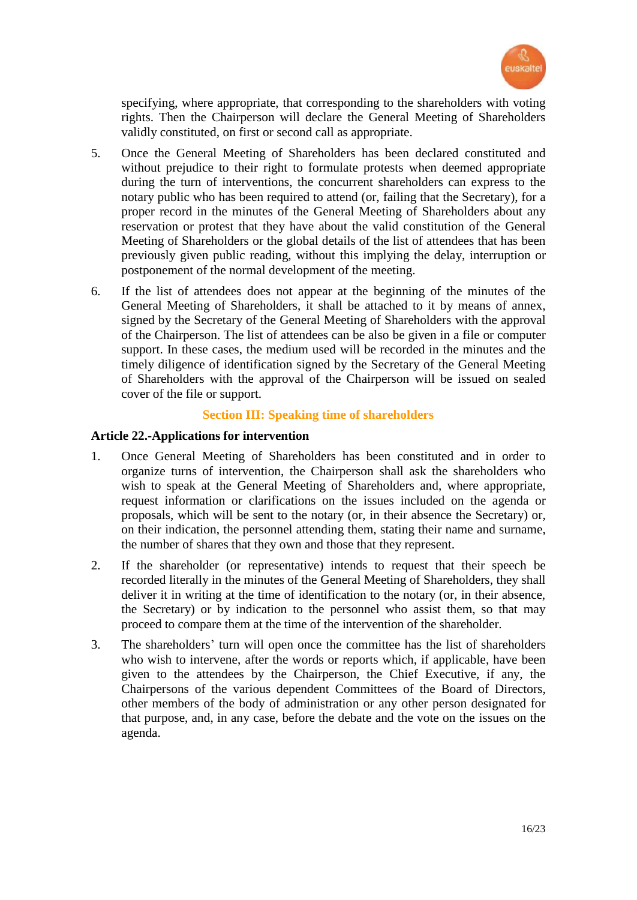specifying, where appropriate, that corresponding to the shareholders with voting rights. Then the Chairperson will declare the General Meeting of Shareholders validly constituted, on first or second call as appropriate.

5. Once the General Meeting of Shareholders has been declared constituted and without prejudice to their right to formulate protests when deemed appropriate during the turn of interventions, the concurrent shareholders can express to the notary public who has been required to attend (or, failing that the Secretary), for a proper record in the minutes of the General Meeting of Shareholders about any reservation or protest that they have about the valid constitution of the General Meeting of Shareholders or the global details of the list of attendees that has been previously given public reading, without this implying the delay, interruption or postponement of the normal development of the meeting.

6. If the list of attendees does not appear at the beginning of the minutes of the General Meeting of Shareholders, it shall be attached to it by means of annex, signed by the Secretary of the General Meeting of Shareholders with the approval of the Chairperson. The list of attendees can be also be given in a file or computer support. In these cases, the medium used will be recorded in the minutes and the timely diligence of identification signed by the Secretary of the General Meeting of Shareholders with the approval of the Chairperson will be issued on sealed cover of the file or support.

## Section III: Speaking time of shareholders

### Article 22.-Applications for intervention

1. Once General Meeting of Shareholders has been constituted and in order to organize turns of intervention, the Chairperson shall ask the shareholders who wish to speak at the General Meeting of Shareholders and, where appropriate, request information or clarifications on the issues included on the agenda or proposals, which will be sent to the notary (or, in their absence the Secretary) or, on their indication, the personnel attending them, stating their name and surname, the number of shares that they own and those that they represent.

2. If the shareholder (or representative) intends to request that their speech be recorded literally in the minutes of the General Meeting of Shareholders, they shall deliver it in writing at the time of identification to the notary (or, in their absence, the Secretary) or by indication to the personnel who assist them, so that may proceed to compare them at the time of the intervention of the shareholder.

3. The shareholders' turn will open once the committee has the list of shareholders who wish to intervene, after the words or reports which, if applicable, have been given to the attendees by the Chairperson, the Chief Executive, if any, the Chairpersons of the various dependent Committees of the Board of Directors, other members of the body of administration or any other person designated for that purpose, and, in any case, before the debate and the vote on the issues on the agenda.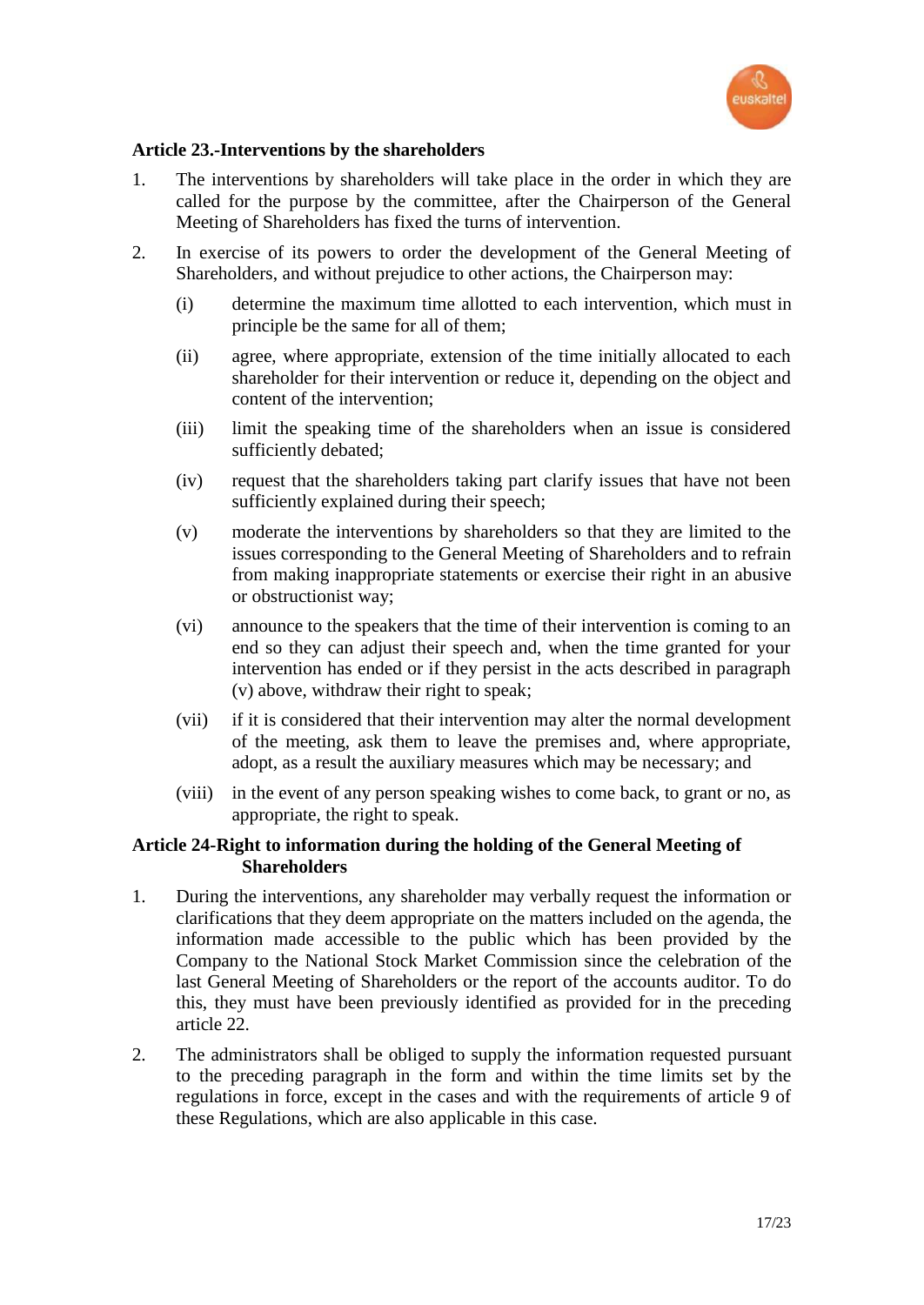**Article 23.-Interventions by the shareholders**

1. The interventions by shareholders will take place in the order in which they are called for the purpose by the committee, after the Chairperson of the General Meeting of Shareholders has fixed the turns of intervention.

2. In exercise of its powers to order the development of the General Meeting of Shareholders, and without prejudice to other actions, the Chairperson may:

   (i) determine the maximum time allotted to each intervention, which must in principle be the same for all of them;

   (ii) agree, where appropriate, extension of the time initially allocated to each shareholder for their intervention or reduce it, depending on the object and content of the intervention;

   (iii) limit the speaking time of the shareholders when an issue is considered sufficiently debated;

   (iv) request that the shareholders taking part clarify issues that have not been sufficiently explained during their speech;

   (v) moderate the interventions by shareholders so that they are limited to the issues corresponding to the General Meeting of Shareholders and to refrain from making inappropriate statements or exercise their right in an abusive or obstructionist way;

   (vi) announce to the speakers that the time of their intervention is coming to an end so they can adjust their speech and, when the time granted for your intervention has ended or if they persist in the acts described in paragraph (v) above, withdraw their right to speak;

   (vii) if it is considered that their intervention may alter the normal development of the meeting, ask them to leave the premises and, where appropriate, adopt, as a result the auxiliary measures which may be necessary; and

   (viii) in the event of any person speaking wishes to come back, to grant or no, as appropriate, the right to speak.

**Article 24-Right to information during the holding of the General Meeting of Shareholders**

1. During the interventions, any shareholder may verbally request the information or clarifications that they deem appropriate on the matters included on the agenda, the information made accessible to the public which has been provided by the Company to the National Stock Market Commission since the celebration of the last General Meeting of Shareholders or the report of the accounts auditor. To do this, they must have been previously identified as provided for in the preceding article 22.

2. The administrators shall be obliged to supply the information requested pursuant to the preceding paragraph in the form and within the time limits set by the regulations in force, except in the cases and with the requirements of article 9 of these Regulations, which are also applicable in this case.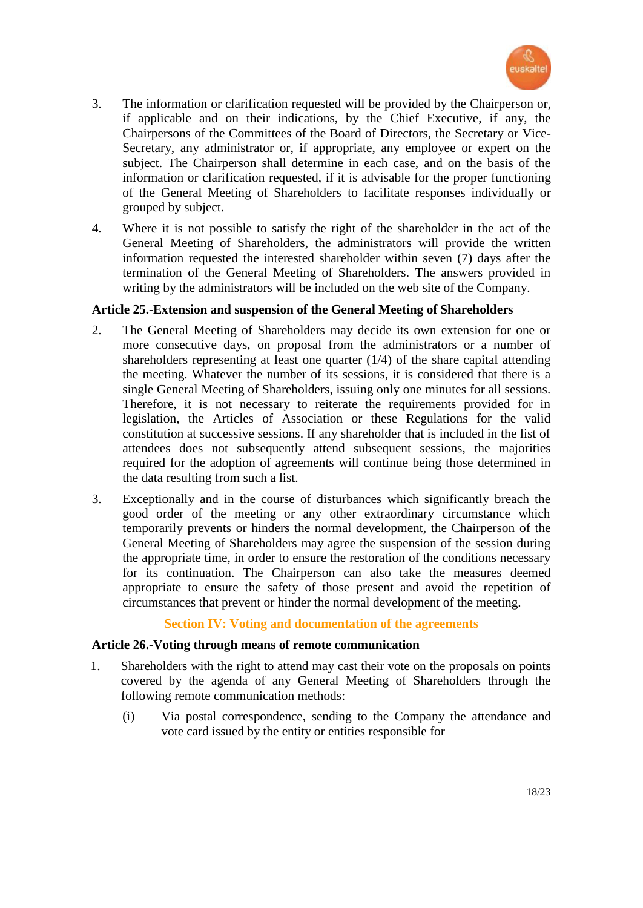3. The information or clarification requested will be provided by the Chairperson or, if applicable and on their indications, by the Chief Executive, if any, the Chairpersons of the Committees of the Board of Directors, the Secretary or Vice-Secretary, any administrator or, if appropriate, any employee or expert on the subject. The Chairperson shall determine in each case, and on the basis of the information or clarification requested, if it is advisable for the proper functioning of the General Meeting of Shareholders to facilitate responses individually or grouped by subject.

4. Where it is not possible to satisfy the right of the shareholder in the act of the General Meeting of Shareholders, the administrators will provide the written information requested the interested shareholder within seven (7) days after the termination of the General Meeting of Shareholders. The answers provided in writing by the administrators will be included on the web site of the Company.

**Article 25.-Extension and suspension of the General Meeting of Shareholders**

2. The General Meeting of Shareholders may decide its own extension for one or more consecutive days, on proposal from the administrators or a number of shareholders representing at least one quarter (1/4) of the share capital attending the meeting. Whatever the number of its sessions, it is considered that there is a single General Meeting of Shareholders, issuing only one minutes for all sessions. Therefore, it is not necessary to reiterate the requirements provided for in legislation, the Articles of Association or these Regulations for the valid constitution at successive sessions. If any shareholder that is included in the list of attendees does not subsequently attend subsequent sessions, the majorities required for the adoption of agreements will continue being those determined in the data resulting from such a list.

3. Exceptionally and in the course of disturbances which significantly breach the good order of the meeting or any other extraordinary circumstance which temporarily prevents or hinders the normal development, the Chairperson of the General Meeting of Shareholders may agree the suspension of the session during the appropriate time, in order to ensure the restoration of the conditions necessary for its continuation. The Chairperson can also take the measures deemed appropriate to ensure the safety of those present and avoid the repetition of circumstances that prevent or hinder the normal development of the meeting.

## Section IV: Voting and documentation of the agreements

**Article 26.-Voting through means of remote communication**

1. Shareholders with the right to attend may cast their vote on the proposals on points covered by the agenda of any General Meeting of Shareholders through the following remote communication methods:

   (i) Via postal correspondence, sending to the Company the attendance and vote card issued by the entity or entities responsible for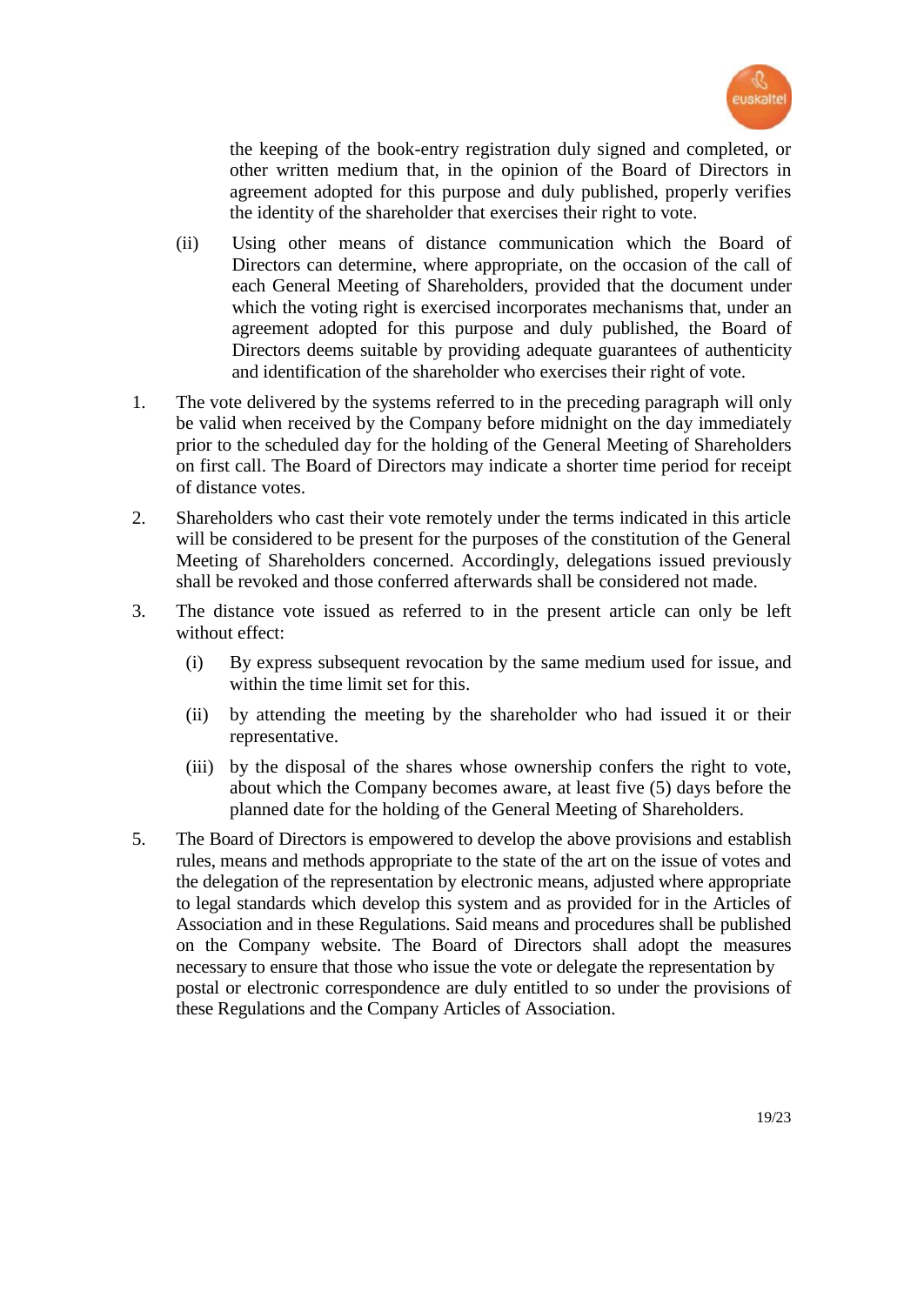the keeping of the book-entry registration duly signed and completed, or other written medium that, in the opinion of the Board of Directors in agreement adopted for this purpose and duly published, properly verifies the identity of the shareholder that exercises their right to vote.

(ii) Using other means of distance communication which the Board of Directors can determine, where appropriate, on the occasion of the call of each General Meeting of Shareholders, provided that the document under which the voting right is exercised incorporates mechanisms that, under an agreement adopted for this purpose and duly published, the Board of Directors deems suitable by providing adequate guarantees of authenticity and identification of the shareholder who exercises their right of vote.

1. The vote delivered by the systems referred to in the preceding paragraph will only be valid when received by the Company before midnight on the day immediately prior to the scheduled day for the holding of the General Meeting of Shareholders on first call. The Board of Directors may indicate a shorter time period for receipt of distance votes.

2. Shareholders who cast their vote remotely under the terms indicated in this article will be considered to be present for the purposes of the constitution of the General Meeting of Shareholders concerned. Accordingly, delegations issued previously shall be revoked and those conferred afterwards shall be considered not made.

3. The distance vote issued as referred to in the present article can only be left without effect:

   (i) By express subsequent revocation by the same medium used for issue, and within the time limit set for this.

   (ii) by attending the meeting by the shareholder who had issued it or their representative.

   (iii) by the disposal of the shares whose ownership confers the right to vote, about which the Company becomes aware, at least five (5) days before the planned date for the holding of the General Meeting of Shareholders.

5. The Board of Directors is empowered to develop the above provisions and establish rules, means and methods appropriate to the state of the art on the issue of votes and the delegation of the representation by electronic means, adjusted where appropriate to legal standards which develop this system and as provided for in the Articles of Association and in these Regulations. Said means and procedures shall be published on the Company website. The Board of Directors shall adopt the measures necessary to ensure that those who issue the vote or delegate the representation by postal or electronic correspondence are duly entitled to so under the provisions of these Regulations and the Company Articles of Association.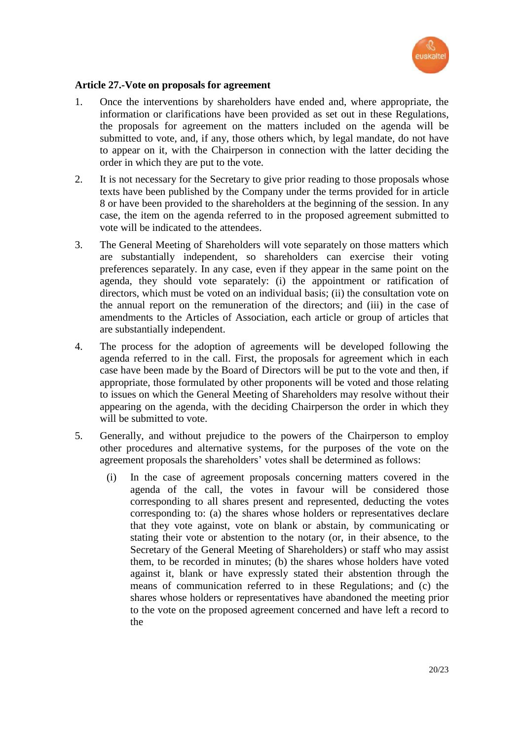**Article 27.-Vote on proposals for agreement**

1. Once the interventions by shareholders have ended and, where appropriate, the information or clarifications have been provided as set out in these Regulations, the proposals for agreement on the matters included on the agenda will be submitted to vote, and, if any, those others which, by legal mandate, do not have to appear on it, with the Chairperson in connection with the latter deciding the order in which they are put to the vote.

2. It is not necessary for the Secretary to give prior reading to those proposals whose texts have been published by the Company under the terms provided for in article 8 or have been provided to the shareholders at the beginning of the session. In any case, the item on the agenda referred to in the proposed agreement submitted to vote will be indicated to the attendees.

3. The General Meeting of Shareholders will vote separately on those matters which are substantially independent, so shareholders can exercise their voting preferences separately. In any case, even if they appear in the same point on the agenda, they should vote separately: (i) the appointment or ratification of directors, which must be voted on an individual basis; (ii) the consultation vote on the annual report on the remuneration of the directors; and (iii) in the case of amendments to the Articles of Association, each article or group of articles that are substantially independent.

4. The process for the adoption of agreements will be developed following the agenda referred to in the call. First, the proposals for agreement which in each case have been made by the Board of Directors will be put to the vote and then, if appropriate, those formulated by other proponents will be voted and those relating to issues on which the General Meeting of Shareholders may resolve without their appearing on the agenda, with the deciding Chairperson the order in which they will be submitted to vote.

5. Generally, and without prejudice to the powers of the Chairperson to employ other procedures and alternative systems, for the purposes of the vote on the agreement proposals the shareholders' votes shall be determined as follows:

   (i) In the case of agreement proposals concerning matters covered in the agenda of the call, the votes in favour will be considered those corresponding to all shares present and represented, deducting the votes corresponding to: (a) the shares whose holders or representatives declare that they vote against, vote on blank or abstain, by communicating or stating their vote or abstention to the notary (or, in their absence, to the Secretary of the General Meeting of Shareholders) or staff who may assist them, to be recorded in minutes; (b) the shares whose holders have voted against it, blank or have expressly stated their abstention through the means of communication referred to in these Regulations; and (c) the shares whose holders or representatives have abandoned the meeting prior to the vote on the proposed agreement concerned and have left a record to the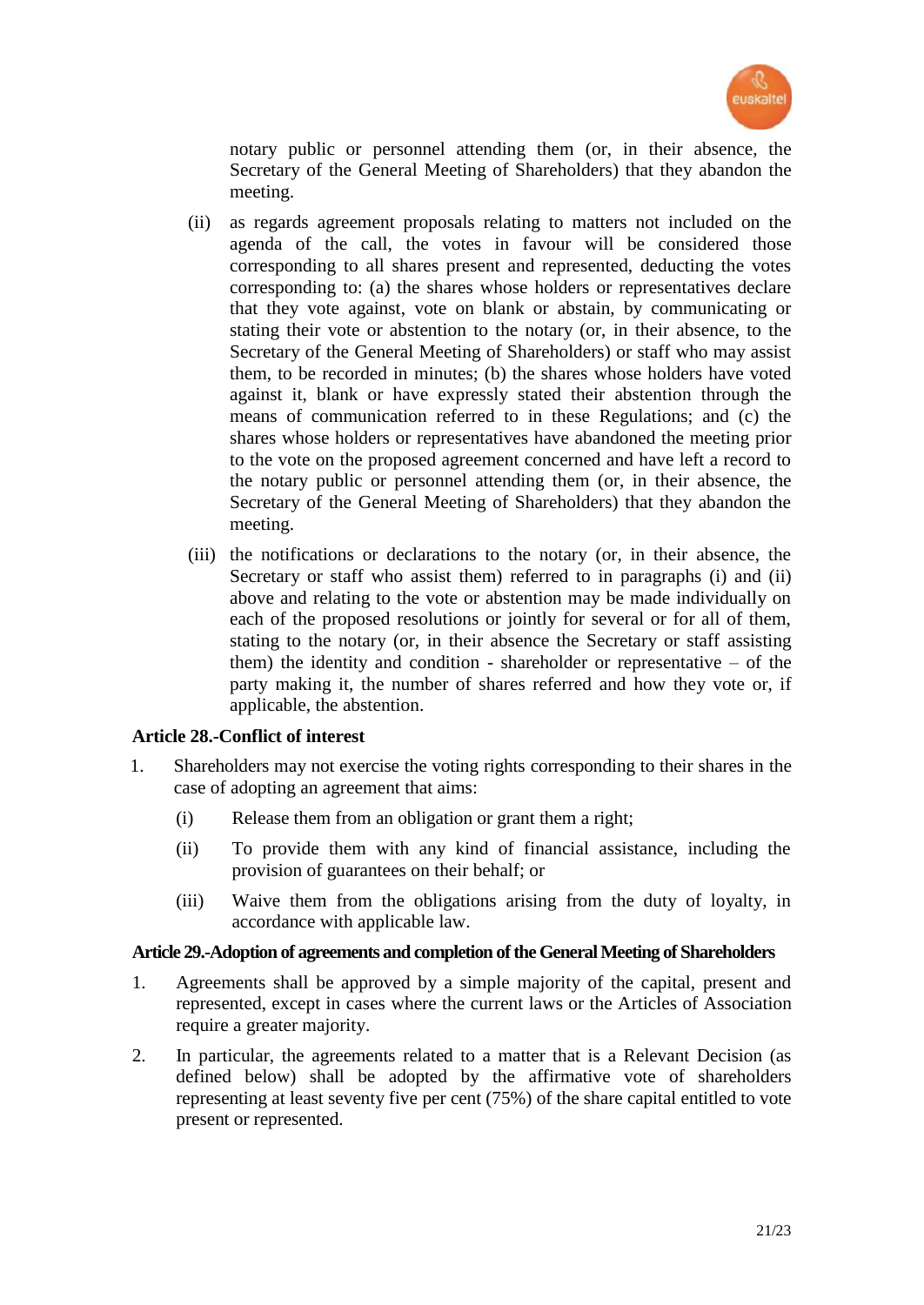notary public or personnel attending them (or, in their absence, the Secretary of the General Meeting of Shareholders) that they abandon the meeting.

(ii) as regards agreement proposals relating to matters not included on the agenda of the call, the votes in favour will be considered those corresponding to all shares present and represented, deducting the votes corresponding to: (a) the shares whose holders or representatives declare that they vote against, vote on blank or abstain, by communicating or stating their vote or abstention to the notary (or, in their absence, to the Secretary of the General Meeting of Shareholders) or staff who may assist them, to be recorded in minutes; (b) the shares whose holders have voted against it, blank or have expressly stated their abstention through the means of communication referred to in these Regulations; and (c) the shares whose holders or representatives have abandoned the meeting prior to the vote on the proposed agreement concerned and have left a record to the notary public or personnel attending them (or, in their absence, the Secretary of the General Meeting of Shareholders) that they abandon the meeting.

(iii) the notifications or declarations to the notary (or, in their absence, the Secretary or staff who assist them) referred to in paragraphs (i) and (ii) above and relating to the vote or abstention may be made individually on each of the proposed resolutions or jointly for several or for all of them, stating to the notary (or, in their absence the Secretary or staff assisting them) the identity and condition - shareholder or representative – of the party making it, the number of shares referred and how they vote or, if applicable, the abstention.

**Article 28.-Conflict of interest**

1. Shareholders may not exercise the voting rights corresponding to their shares in the case of adopting an agreement that aims:

   (i) Release them from an obligation or grant them a right;

   (ii) To provide them with any kind of financial assistance, including the provision of guarantees on their behalf; or

   (iii) Waive them from the obligations arising from the duty of loyalty, in accordance with applicable law.

**Article 29.-Adoption of agreements and completion of the General Meeting of Shareholders**

1. Agreements shall be approved by a simple majority of the capital, present and represented, except in cases where the current laws or the Articles of Association require a greater majority.

2. In particular, the agreements related to a matter that is a Relevant Decision (as defined below) shall be adopted by the affirmative vote of shareholders representing at least seventy five per cent (75%) of the share capital entitled to vote present or represented.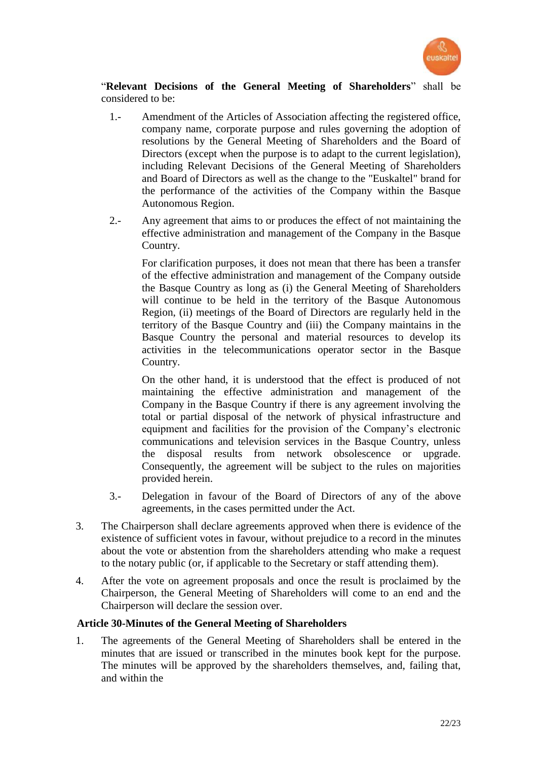"**Relevant Decisions of the General Meeting of Shareholders**" shall be considered to be:

1.- Amendment of the Articles of Association affecting the registered office, company name, corporate purpose and rules governing the adoption of resolutions by the General Meeting of Shareholders and the Board of Directors (except when the purpose is to adapt to the current legislation), including Relevant Decisions of the General Meeting of Shareholders and Board of Directors as well as the change to the "Euskaltel" brand for the performance of the activities of the Company within the Basque Autonomous Region.

2.- Any agreement that aims to or produces the effect of not maintaining the effective administration and management of the Company in the Basque Country.

   For clarification purposes, it does not mean that there has been a transfer of the effective administration and management of the Company outside the Basque Country as long as (i) the General Meeting of Shareholders will continue to be held in the territory of the Basque Autonomous Region, (ii) meetings of the Board of Directors are regularly held in the territory of the Basque Country and (iii) the Company maintains in the Basque Country the personal and material resources to develop its activities in the telecommunications operator sector in the Basque Country.

   On the other hand, it is understood that the effect is produced of not maintaining the effective administration and management of the Company in the Basque Country if there is any agreement involving the total or partial disposal of the network of physical infrastructure and equipment and facilities for the provision of the Company's electronic communications and television services in the Basque Country, unless the disposal results from network obsolescence or upgrade. Consequently, the agreement will be subject to the rules on majorities provided herein.

3.- Delegation in favour of the Board of Directors of any of the above agreements, in the cases permitted under the Act.

3. The Chairperson shall declare agreements approved when there is evidence of the existence of sufficient votes in favour, without prejudice to a record in the minutes about the vote or abstention from the shareholders attending who make a request to the notary public (or, if applicable to the Secretary or staff attending them).

4. After the vote on agreement proposals and once the result is proclaimed by the Chairperson, the General Meeting of Shareholders will come to an end and the Chairperson will declare the session over.

### Article 30-Minutes of the General Meeting of Shareholders

1. The agreements of the General Meeting of Shareholders shall be entered in the minutes that are issued or transcribed in the minutes book kept for the purpose. The minutes will be approved by the shareholders themselves, and, failing that, and within the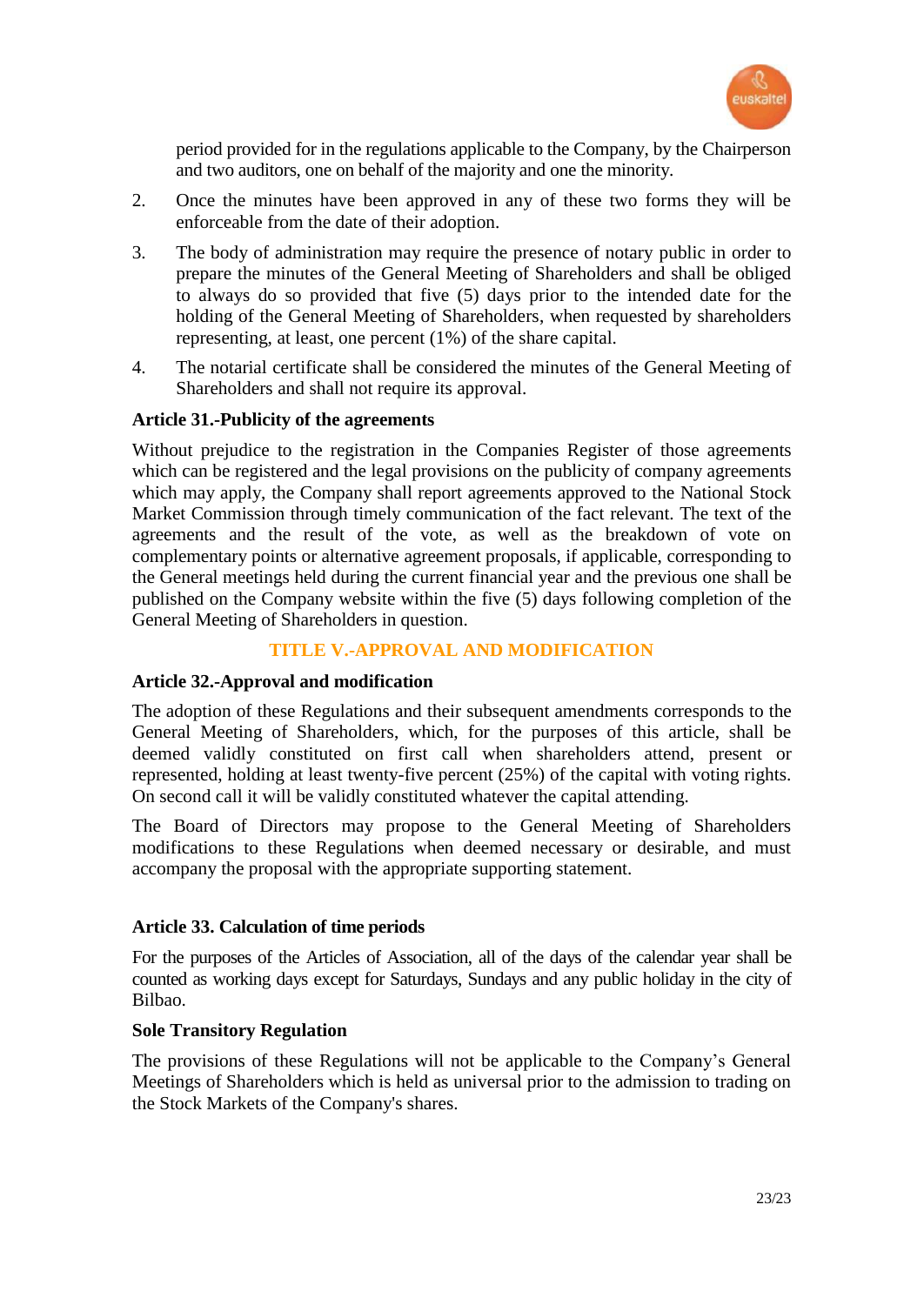period provided for in the regulations applicable to the Company, by the Chairperson and two auditors, one on behalf of the majority and one the minority.

2. Once the minutes have been approved in any of these two forms they will be enforceable from the date of their adoption.

3. The body of administration may require the presence of notary public in order to prepare the minutes of the General Meeting of Shareholders and shall be obliged to always do so provided that five (5) days prior to the intended date for the holding of the General Meeting of Shareholders, when requested by shareholders representing, at least, one percent (1%) of the share capital.

4. The notarial certificate shall be considered the minutes of the General Meeting of Shareholders and shall not require its approval.

### Article 31.-Publicity of the agreements

Without prejudice to the registration in the Companies Register of those agreements which can be registered and the legal provisions on the publicity of company agreements which may apply, the Company shall report agreements approved to the National Stock Market Commission through timely communication of the fact relevant. The text of the agreements and the result of the vote, as well as the breakdown of vote on complementary points or alternative agreement proposals, if applicable, corresponding to the General meetings held during the current financial year and the previous one shall be published on the Company website within the five (5) days following completion of the General Meeting of Shareholders in question.

## TITLE V.-APPROVAL AND MODIFICATION

### Article 32.-Approval and modification

The adoption of these Regulations and their subsequent amendments corresponds to the General Meeting of Shareholders, which, for the purposes of this article, shall be deemed validly constituted on first call when shareholders attend, present or represented, holding at least twenty-five percent (25%) of the capital with voting rights. On second call it will be validly constituted whatever the capital attending.

The Board of Directors may propose to the General Meeting of Shareholders modifications to these Regulations when deemed necessary or desirable, and must accompany the proposal with the appropriate supporting statement.

### Article 33. Calculation of time periods

For the purposes of the Articles of Association, all of the days of the calendar year shall be counted as working days except for Saturdays, Sundays and any public holiday in the city of Bilbao.

### Sole Transitory Regulation

The provisions of these Regulations will not be applicable to the Company's General Meetings of Shareholders which is held as universal prior to the admission to trading on the Stock Markets of the Company's shares.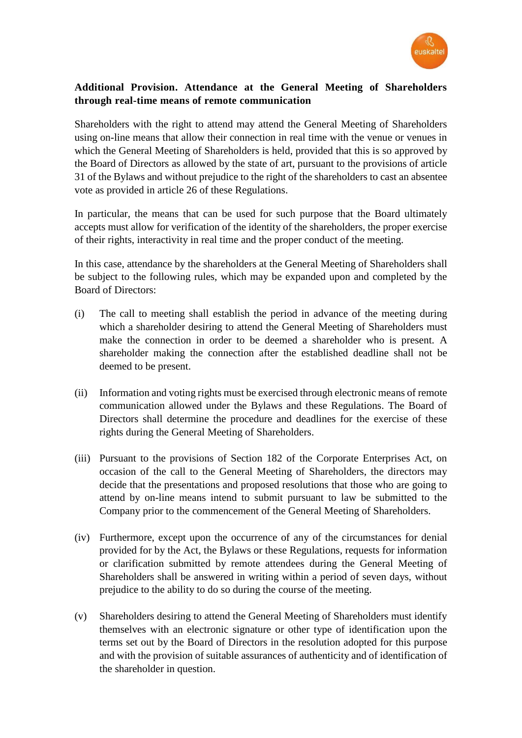**Additional Provision. Attendance at the General Meeting of Shareholders through real-time means of remote communication**

Shareholders with the right to attend may attend the General Meeting of Shareholders using on-line means that allow their connection in real time with the venue or venues in which the General Meeting of Shareholders is held, provided that this is so approved by the Board of Directors as allowed by the state of art, pursuant to the provisions of article 31 of the Bylaws and without prejudice to the right of the shareholders to cast an absentee vote as provided in article 26 of these Regulations.

In particular, the means that can be used for such purpose that the Board ultimately accepts must allow for verification of the identity of the shareholders, the proper exercise of their rights, interactivity in real time and the proper conduct of the meeting.

In this case, attendance by the shareholders at the General Meeting of Shareholders shall be subject to the following rules, which may be expanded upon and completed by the Board of Directors:

(i) The call to meeting shall establish the period in advance of the meeting during which a shareholder desiring to attend the General Meeting of Shareholders must make the connection in order to be deemed a shareholder who is present. A shareholder making the connection after the established deadline shall not be deemed to be present.

(ii) Information and voting rights must be exercised through electronic means of remote communication allowed under the Bylaws and these Regulations. The Board of Directors shall determine the procedure and deadlines for the exercise of these rights during the General Meeting of Shareholders.

(iii) Pursuant to the provisions of Section 182 of the Corporate Enterprises Act, on occasion of the call to the General Meeting of Shareholders, the directors may decide that the presentations and proposed resolutions that those who are going to attend by on-line means intend to submit pursuant to law be submitted to the Company prior to the commencement of the General Meeting of Shareholders.

(iv) Furthermore, except upon the occurrence of any of the circumstances for denial provided for by the Act, the Bylaws or these Regulations, requests for information or clarification submitted by remote attendees during the General Meeting of Shareholders shall be answered in writing within a period of seven days, without prejudice to the ability to do so during the course of the meeting.

(v) Shareholders desiring to attend the General Meeting of Shareholders must identify themselves with an electronic signature or other type of identification upon the terms set out by the Board of Directors in the resolution adopted for this purpose and with the provision of suitable assurances of authenticity and of identification of the shareholder in question.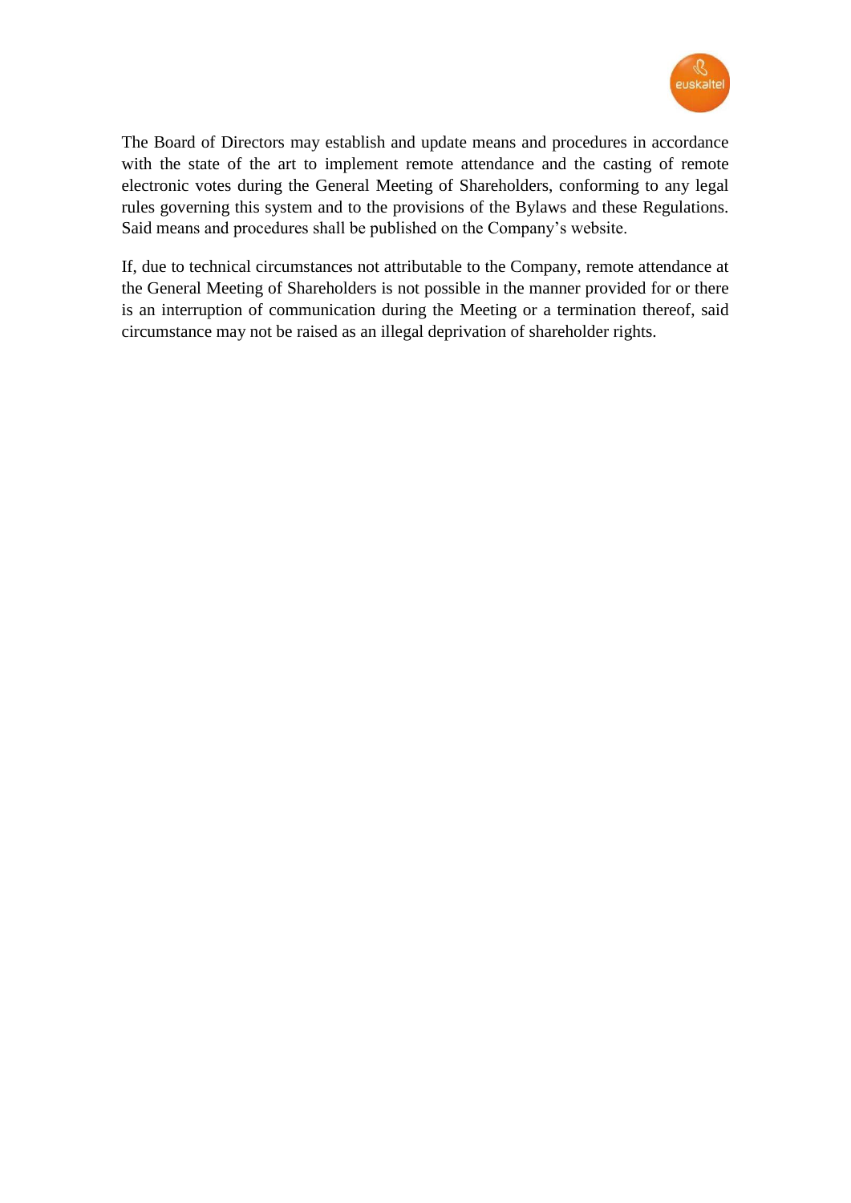The Board of Directors may establish and update means and procedures in accordance with the state of the art to implement remote attendance and the casting of remote electronic votes during the General Meeting of Shareholders, conforming to any legal rules governing this system and to the provisions of the Bylaws and these Regulations. Said means and procedures shall be published on the Company's website.

If, due to technical circumstances not attributable to the Company, remote attendance at the General Meeting of Shareholders is not possible in the manner provided for or there is an interruption of communication during the Meeting or a termination thereof, said circumstance may not be raised as an illegal deprivation of shareholder rights.